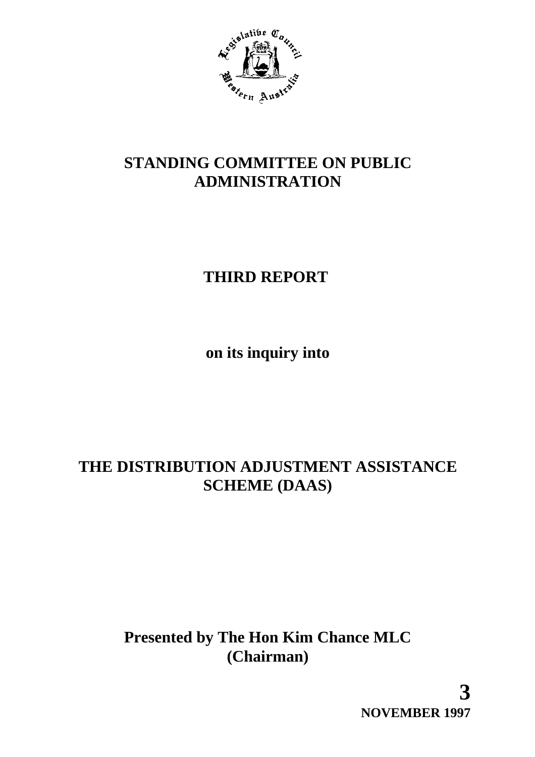# STANDING COMMITTEE ON PUBLIC ADMINISTRATION

## THIRD REPORT

**on its inquiry into**

## THE DISTRIBUTION ADJUSTMENT ASSISTANCE SCHEME (DAAS)

**Presented by The Hon Kim Chance MLC (Chairman)**

**3 NOVEMBER 1997**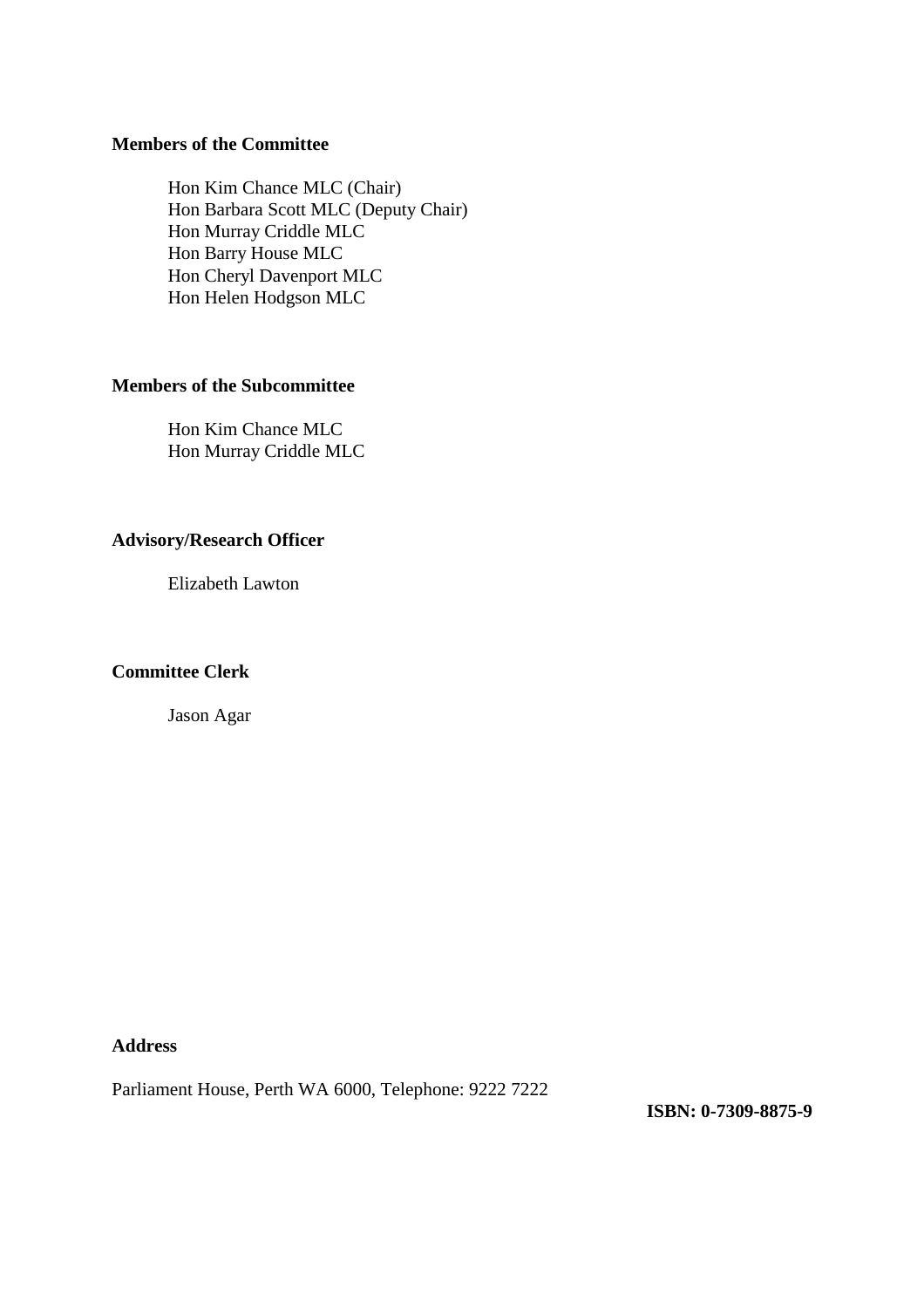**Members of the Committee**

Hon Kim Chance MLC (Chair)
Hon Barbara Scott MLC (Deputy Chair)
Hon Murray Criddle MLC
Hon Barry House MLC
Hon Cheryl Davenport MLC
Hon Helen Hodgson MLC

**Members of the Subcommittee**

Hon Kim Chance MLC
Hon Murray Criddle MLC

**Advisory/Research Officer**

Elizabeth Lawton

**Committee Clerk**

Jason Agar

**Address**

Parliament House, Perth WA 6000, Telephone: 9222 7222

**ISBN: 0-7309-8875-9**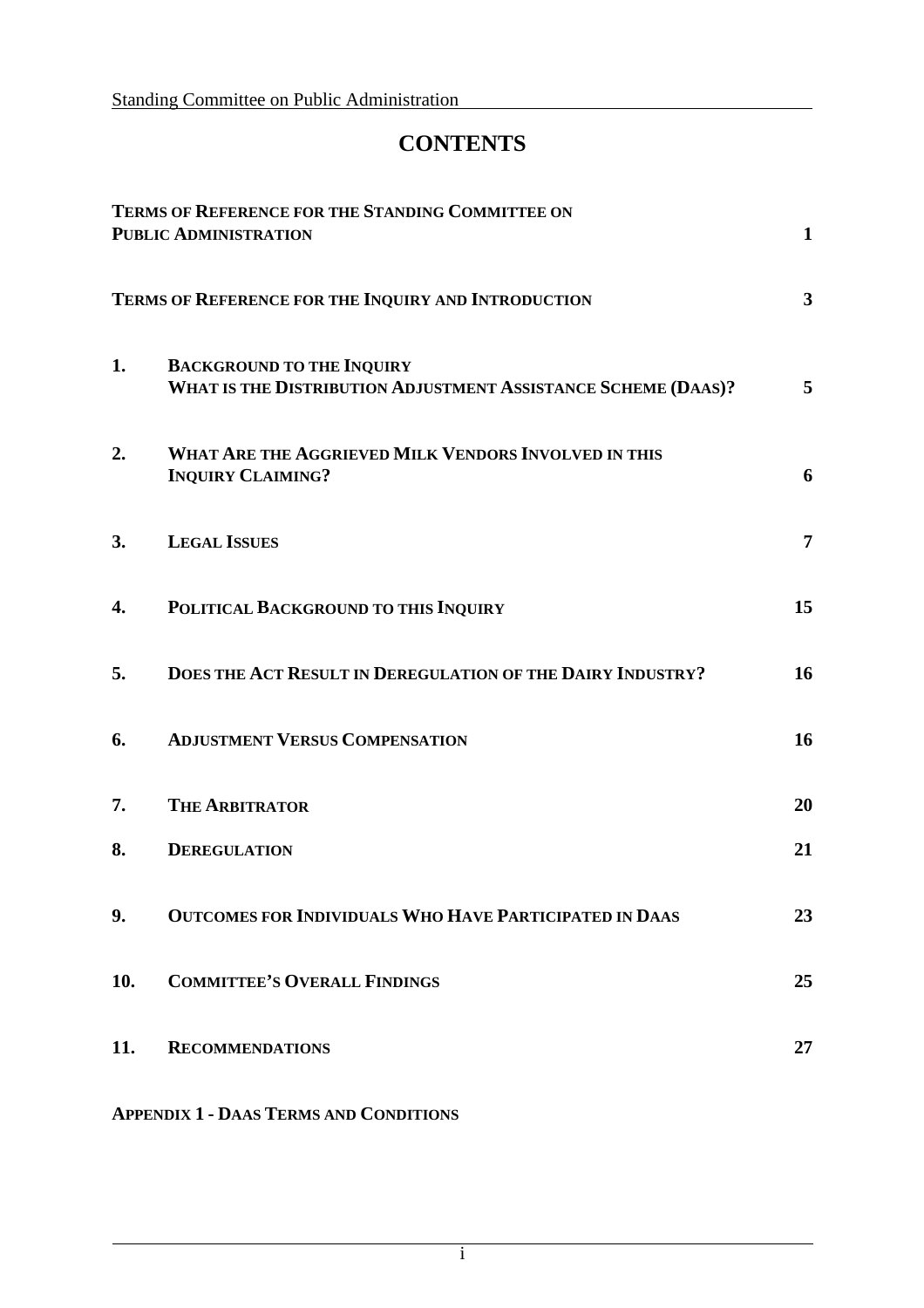# CONTENTS

| | | |
|---|---|---|
| **TERMS OF REFERENCE FOR THE STANDING COMMITTEE ON PUBLIC ADMINISTRATION** | | **1** |
| **TERMS OF REFERENCE FOR THE INQUIRY AND INTRODUCTION** | | **3** |
| **1.** | **BACKGROUND TO THE INQUIRY WHAT IS THE DISTRIBUTION ADJUSTMENT ASSISTANCE SCHEME (DAAS)?** | **5** |
| **2.** | **WHAT ARE THE AGGRIEVED MILK VENDORS INVOLVED IN THIS INQUIRY CLAIMING?** | **6** |
| **3.** | **LEGAL ISSUES** | **7** |
| **4.** | **POLITICAL BACKGROUND TO THIS INQUIRY** | **15** |
| **5.** | **DOES THE ACT RESULT IN DEREGULATION OF THE DAIRY INDUSTRY?** | **16** |
| **6.** | **ADJUSTMENT VERSUS COMPENSATION** | **16** |
| **7.** | **THE ARBITRATOR** | **20** |
| **8.** | **DEREGULATION** | **21** |
| **9.** | **OUTCOMES FOR INDIVIDUALS WHO HAVE PARTICIPATED IN DAAS** | **23** |
| **10.** | **COMMITTEE'S OVERALL FINDINGS** | **25** |
| **11.** | **RECOMMENDATIONS** | **27** |

**APPENDIX 1 - DAAS TERMS AND CONDITIONS**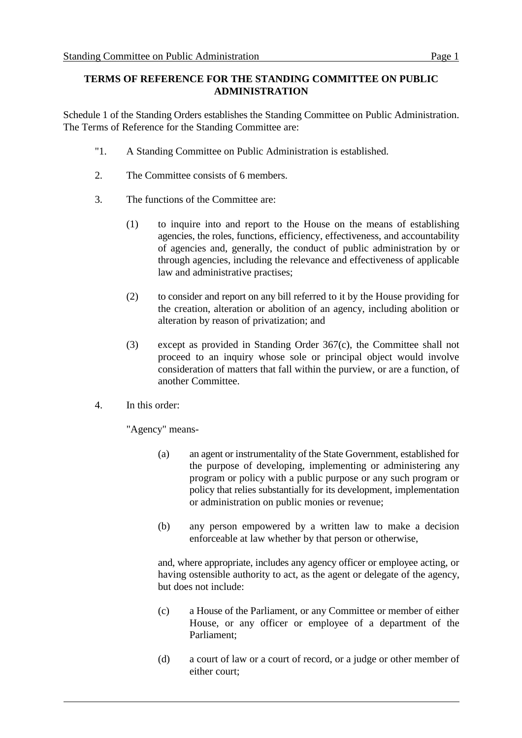**TERMS OF REFERENCE FOR THE STANDING COMMITTEE ON PUBLIC ADMINISTRATION**

Schedule 1 of the Standing Orders establishes the Standing Committee on Public Administration. The Terms of Reference for the Standing Committee are:

"1. A Standing Committee on Public Administration is established.

2. The Committee consists of 6 members.

3. The functions of the Committee are:

   (1) to inquire into and report to the House on the means of establishing agencies, the roles, functions, efficiency, effectiveness, and accountability of agencies and, generally, the conduct of public administration by or through agencies, including the relevance and effectiveness of applicable law and administrative practises;

   (2) to consider and report on any bill referred to it by the House providing for the creation, alteration or abolition of an agency, including abolition or alteration by reason of privatization; and

   (3) except as provided in Standing Order 367(c), the Committee shall not proceed to an inquiry whose sole or principal object would involve consideration of matters that fall within the purview, or are a function, of another Committee.

4. In this order:

   "Agency" means-

   (a) an agent or instrumentality of the State Government, established for the purpose of developing, implementing or administering any program or policy with a public purpose or any such program or policy that relies substantially for its development, implementation or administration on public monies or revenue;

   (b) any person empowered by a written law to make a decision enforceable at law whether by that person or otherwise,

   and, where appropriate, includes any agency officer or employee acting, or having ostensible authority to act, as the agent or delegate of the agency, but does not include:

   (c) a House of the Parliament, or any Committee or member of either House, or any officer or employee of a department of the Parliament;

   (d) a court of law or a court of record, or a judge or other member of either court;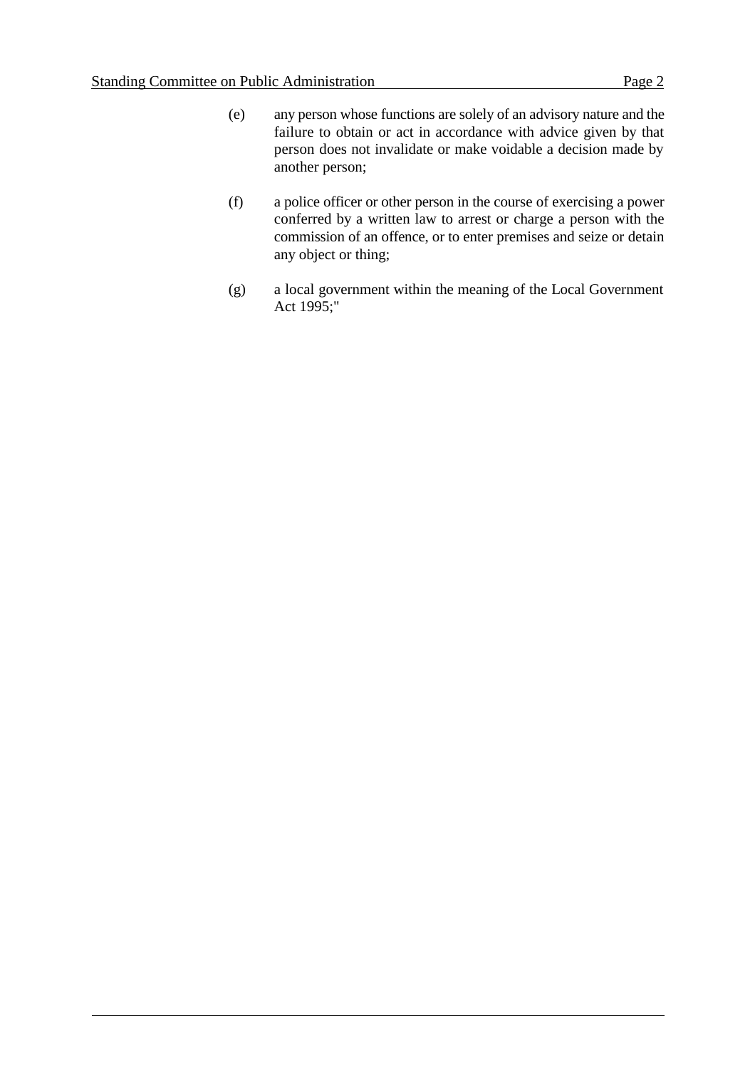(e) any person whose functions are solely of an advisory nature and the failure to obtain or act in accordance with advice given by that person does not invalidate or make voidable a decision made by another person;

(f) a police officer or other person in the course of exercising a power conferred by a written law to arrest or charge a person with the commission of an offence, or to enter premises and seize or detain any object or thing;

(g) a local government within the meaning of the Local Government Act 1995;"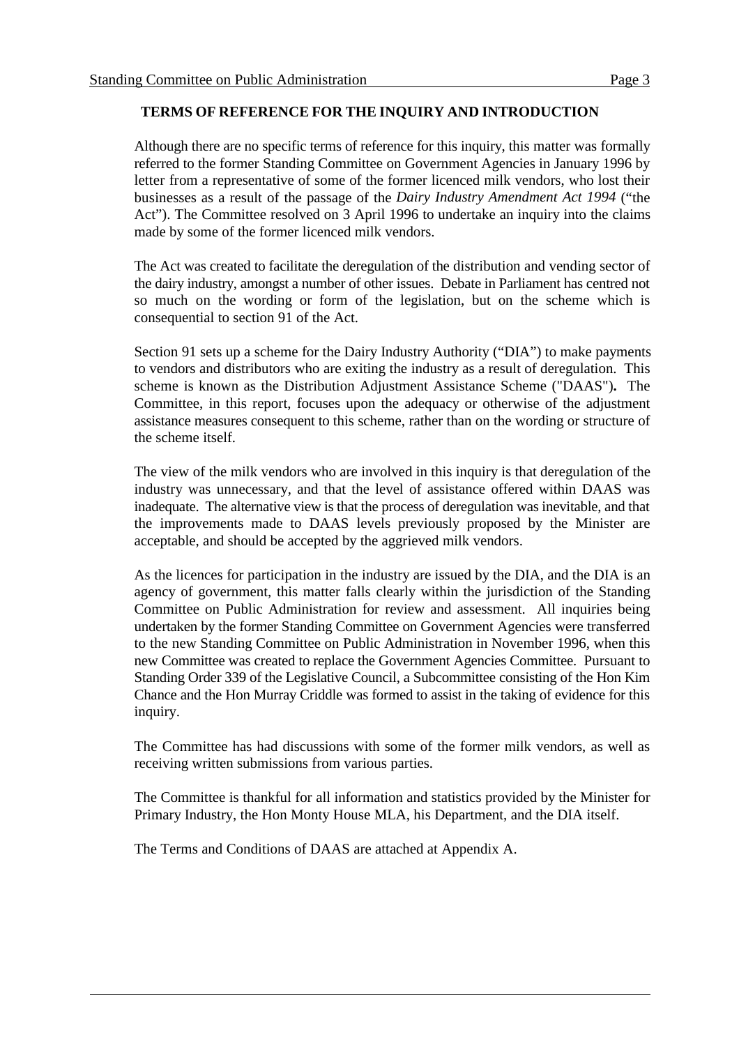## TERMS OF REFERENCE FOR THE INQUIRY AND INTRODUCTION

Although there are no specific terms of reference for this inquiry, this matter was formally referred to the former Standing Committee on Government Agencies in January 1996 by letter from a representative of some of the former licenced milk vendors, who lost their businesses as a result of the passage of the *Dairy Industry Amendment Act 1994* ("the Act"). The Committee resolved on 3 April 1996 to undertake an inquiry into the claims made by some of the former licenced milk vendors.

The Act was created to facilitate the deregulation of the distribution and vending sector of the dairy industry, amongst a number of other issues. Debate in Parliament has centred not so much on the wording or form of the legislation, but on the scheme which is consequential to section 91 of the Act.

Section 91 sets up a scheme for the Dairy Industry Authority ("DIA") to make payments to vendors and distributors who are exiting the industry as a result of deregulation. This scheme is known as the Distribution Adjustment Assistance Scheme ("DAAS")**.** The Committee, in this report, focuses upon the adequacy or otherwise of the adjustment assistance measures consequent to this scheme, rather than on the wording or structure of the scheme itself.

The view of the milk vendors who are involved in this inquiry is that deregulation of the industry was unnecessary, and that the level of assistance offered within DAAS was inadequate. The alternative view is that the process of deregulation was inevitable, and that the improvements made to DAAS levels previously proposed by the Minister are acceptable, and should be accepted by the aggrieved milk vendors.

As the licences for participation in the industry are issued by the DIA, and the DIA is an agency of government, this matter falls clearly within the jurisdiction of the Standing Committee on Public Administration for review and assessment. All inquiries being undertaken by the former Standing Committee on Government Agencies were transferred to the new Standing Committee on Public Administration in November 1996, when this new Committee was created to replace the Government Agencies Committee. Pursuant to Standing Order 339 of the Legislative Council, a Subcommittee consisting of the Hon Kim Chance and the Hon Murray Criddle was formed to assist in the taking of evidence for this inquiry.

The Committee has had discussions with some of the former milk vendors, as well as receiving written submissions from various parties.

The Committee is thankful for all information and statistics provided by the Minister for Primary Industry, the Hon Monty House MLA, his Department, and the DIA itself.

The Terms and Conditions of DAAS are attached at Appendix A.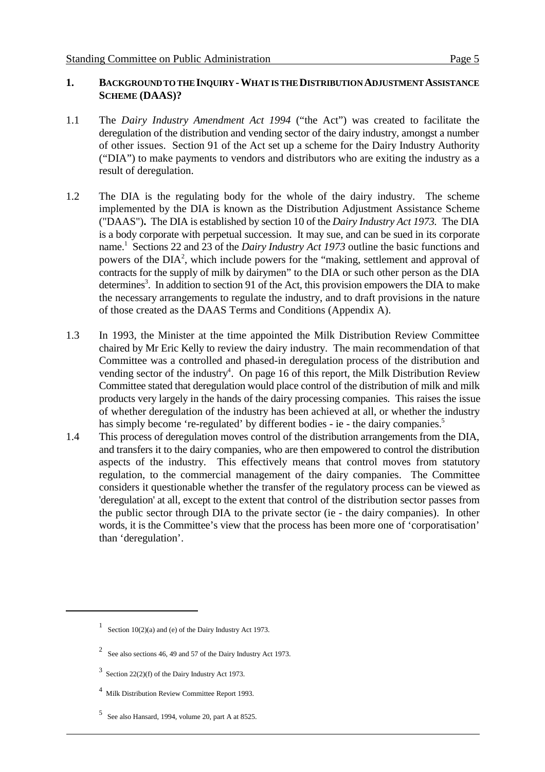## 1. BACKGROUND TO THE INQUIRY - WHAT IS THE DISTRIBUTION ADJUSTMENT ASSISTANCE SCHEME (DAAS)?

1.1 The *Dairy Industry Amendment Act 1994* ("the Act") was created to facilitate the deregulation of the distribution and vending sector of the dairy industry, amongst a number of other issues. Section 91 of the Act set up a scheme for the Dairy Industry Authority ("DIA") to make payments to vendors and distributors who are exiting the industry as a result of deregulation.

1.2 The DIA is the regulating body for the whole of the dairy industry. The scheme implemented by the DIA is known as the Distribution Adjustment Assistance Scheme ("DAAS"). The DIA is established by section 10 of the *Dairy Industry Act 1973.* The DIA is a body corporate with perpetual succession. It may sue, and can be sued in its corporate name.[1] Sections 22 and 23 of the *Dairy Industry Act 1973* outline the basic functions and powers of the DIA[2], which include powers for the "making, settlement and approval of contracts for the supply of milk by dairymen" to the DIA or such other person as the DIA determines[3]. In addition to section 91 of the Act, this provision empowers the DIA to make the necessary arrangements to regulate the industry, and to draft provisions in the nature of those created as the DAAS Terms and Conditions (Appendix A).

1.3 In 1993, the Minister at the time appointed the Milk Distribution Review Committee chaired by Mr Eric Kelly to review the dairy industry. The main recommendation of that Committee was a controlled and phased-in deregulation process of the distribution and vending sector of the industry[4]. On page 16 of this report, the Milk Distribution Review Committee stated that deregulation would place control of the distribution of milk and milk products very largely in the hands of the dairy processing companies. This raises the issue of whether deregulation of the industry has been achieved at all, or whether the industry has simply become 're-regulated' by different bodies - ie - the dairy companies.[5]

1.4 This process of deregulation moves control of the distribution arrangements from the DIA, and transfers it to the dairy companies, who are then empowered to control the distribution aspects of the industry. This effectively means that control moves from statutory regulation, to the commercial management of the dairy companies. The Committee considers it questionable whether the transfer of the regulatory process can be viewed as 'deregulation' at all, except to the extent that control of the distribution sector passes from the public sector through DIA to the private sector (ie - the dairy companies). In other words, it is the Committee's view that the process has been more one of 'corporatisation' than 'deregulation'.

---

[1] Section 10(2)(a) and (e) of the Dairy Industry Act 1973.

[2] See also sections 46, 49 and 57 of the Dairy Industry Act 1973.

[3] Section 22(2)(f) of the Dairy Industry Act 1973.

[4] Milk Distribution Review Committee Report 1993.

[5] See also Hansard, 1994, volume 20, part A at 8525.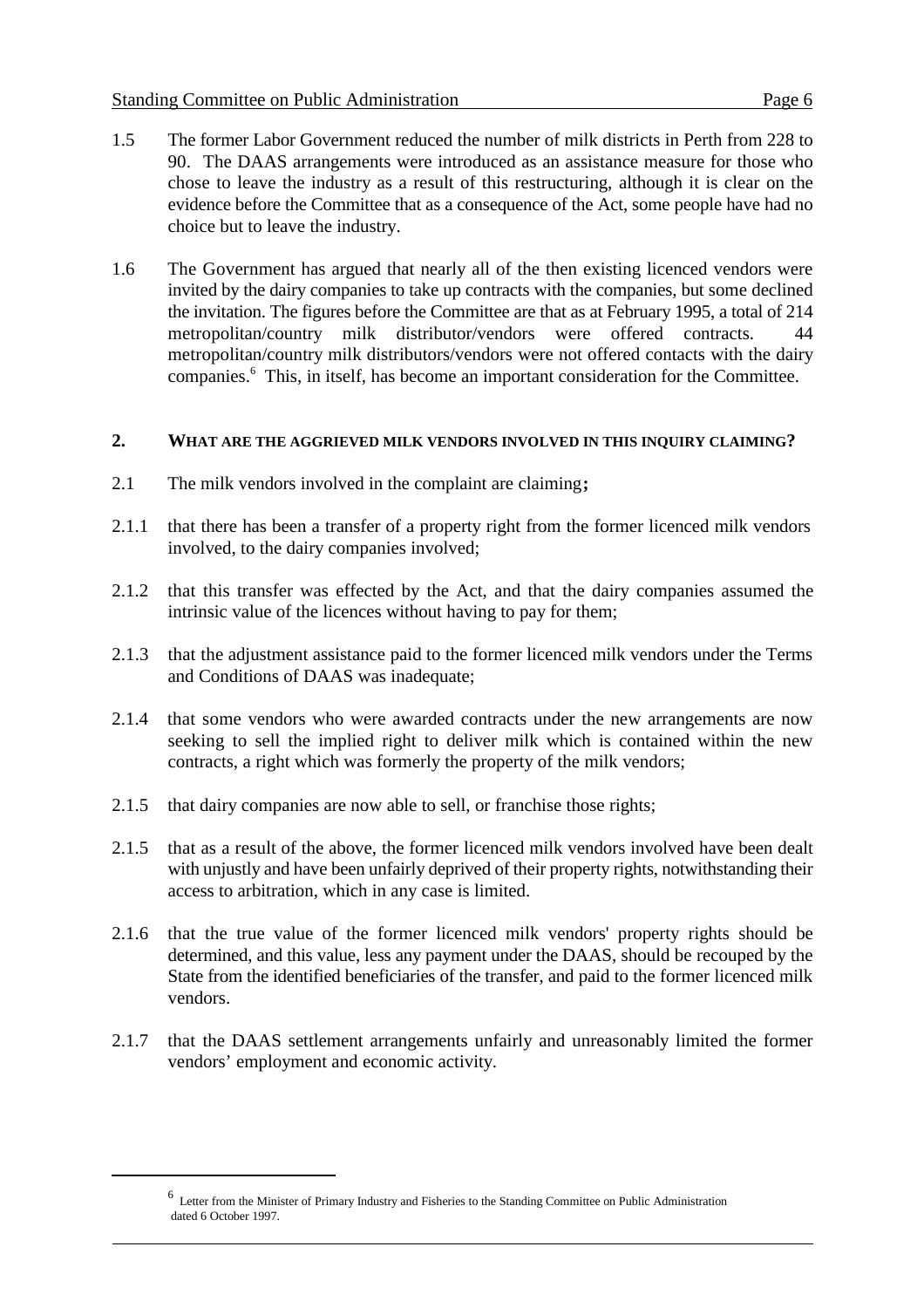1.5 The former Labor Government reduced the number of milk districts in Perth from 228 to 90. The DAAS arrangements were introduced as an assistance measure for those who chose to leave the industry as a result of this restructuring, although it is clear on the evidence before the Committee that as a consequence of the Act, some people have had no choice but to leave the industry.

1.6 The Government has argued that nearly all of the then existing licenced vendors were invited by the dairy companies to take up contracts with the companies, but some declined the invitation. The figures before the Committee are that as at February 1995, a total of 214 metropolitan/country milk distributor/vendors were offered contracts. 44 metropolitan/country milk distributors/vendors were not offered contacts with the dairy companies.[6] This, in itself, has become an important consideration for the Committee.

## 2. WHAT ARE THE AGGRIEVED MILK VENDORS INVOLVED IN THIS INQUIRY CLAIMING?

2.1 The milk vendors involved in the complaint are claiming**;**

2.1.1 that there has been a transfer of a property right from the former licenced milk vendors involved, to the dairy companies involved;

2.1.2 that this transfer was effected by the Act, and that the dairy companies assumed the intrinsic value of the licences without having to pay for them;

2.1.3 that the adjustment assistance paid to the former licenced milk vendors under the Terms and Conditions of DAAS was inadequate;

2.1.4 that some vendors who were awarded contracts under the new arrangements are now seeking to sell the implied right to deliver milk which is contained within the new contracts, a right which was formerly the property of the milk vendors;

2.1.5 that dairy companies are now able to sell, or franchise those rights;

2.1.5 that as a result of the above, the former licenced milk vendors involved have been dealt with unjustly and have been unfairly deprived of their property rights, notwithstanding their access to arbitration, which in any case is limited.

2.1.6 that the true value of the former licenced milk vendors' property rights should be determined, and this value, less any payment under the DAAS, should be recouped by the State from the identified beneficiaries of the transfer, and paid to the former licenced milk vendors.

2.1.7 that the DAAS settlement arrangements unfairly and unreasonably limited the former vendors' employment and economic activity.

---

[6] Letter from the Minister of Primary Industry and Fisheries to the Standing Committee on Public Administration dated 6 October 1997.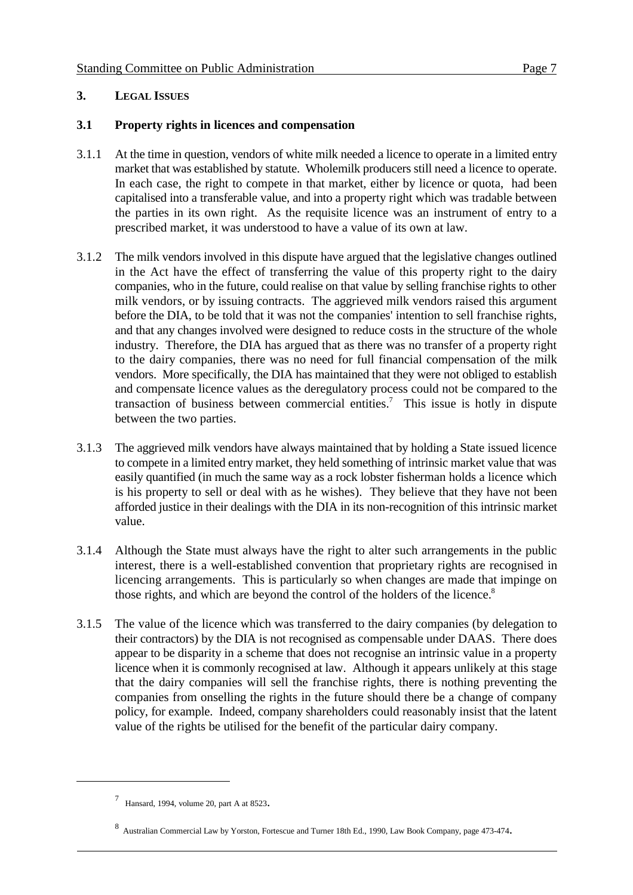## 3. LEGAL ISSUES

### 3.1 Property rights in licences and compensation

3.1.1 At the time in question, vendors of white milk needed a licence to operate in a limited entry market that was established by statute. Wholemilk producers still need a licence to operate. In each case, the right to compete in that market, either by licence or quota, had been capitalised into a transferable value, and into a property right which was tradable between the parties in its own right. As the requisite licence was an instrument of entry to a prescribed market, it was understood to have a value of its own at law.

3.1.2 The milk vendors involved in this dispute have argued that the legislative changes outlined in the Act have the effect of transferring the value of this property right to the dairy companies, who in the future, could realise on that value by selling franchise rights to other milk vendors, or by issuing contracts. The aggrieved milk vendors raised this argument before the DIA, to be told that it was not the companies' intention to sell franchise rights, and that any changes involved were designed to reduce costs in the structure of the whole industry. Therefore, the DIA has argued that as there was no transfer of a property right to the dairy companies, there was no need for full financial compensation of the milk vendors. More specifically, the DIA has maintained that they were not obliged to establish and compensate licence values as the deregulatory process could not be compared to the transaction of business between commercial entities.[7] This issue is hotly in dispute between the two parties.

3.1.3 The aggrieved milk vendors have always maintained that by holding a State issued licence to compete in a limited entry market, they held something of intrinsic market value that was easily quantified (in much the same way as a rock lobster fisherman holds a licence which is his property to sell or deal with as he wishes). They believe that they have not been afforded justice in their dealings with the DIA in its non-recognition of this intrinsic market value.

3.1.4 Although the State must always have the right to alter such arrangements in the public interest, there is a well-established convention that proprietary rights are recognised in licencing arrangements. This is particularly so when changes are made that impinge on those rights, and which are beyond the control of the holders of the licence.[8]

3.1.5 The value of the licence which was transferred to the dairy companies (by delegation to their contractors) by the DIA is not recognised as compensable under DAAS. There does appear to be disparity in a scheme that does not recognise an intrinsic value in a property licence when it is commonly recognised at law. Although it appears unlikely at this stage that the dairy companies will sell the franchise rights, there is nothing preventing the companies from onselling the rights in the future should there be a change of company policy, for example. Indeed, company shareholders could reasonably insist that the latent value of the rights be utilised for the benefit of the particular dairy company.

---

[7] Hansard, 1994, volume 20, part A at 8523.

[8] Australian Commercial Law by Yorston, Fortescue and Turner 18th Ed., 1990, Law Book Company, page 473-474.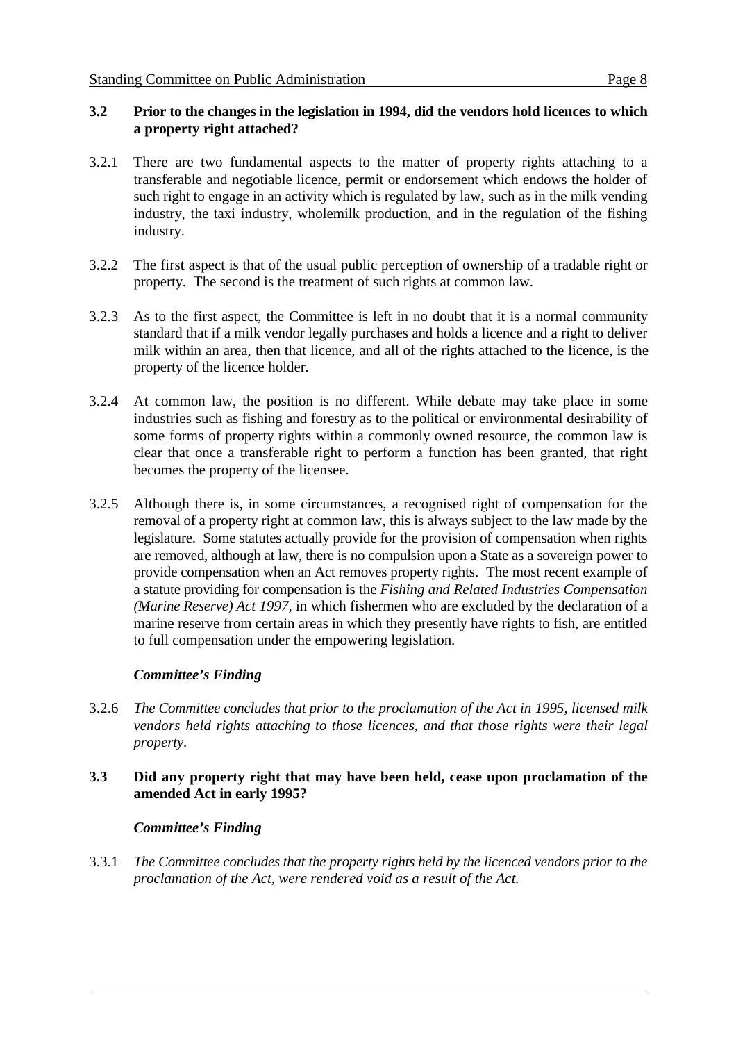### 3.2 Prior to the changes in the legislation in 1994, did the vendors hold licences to which a property right attached?

3.2.1 There are two fundamental aspects to the matter of property rights attaching to a transferable and negotiable licence, permit or endorsement which endows the holder of such right to engage in an activity which is regulated by law, such as in the milk vending industry, the taxi industry, wholemilk production, and in the regulation of the fishing industry.

3.2.2 The first aspect is that of the usual public perception of ownership of a tradable right or property. The second is the treatment of such rights at common law.

3.2.3 As to the first aspect, the Committee is left in no doubt that it is a normal community standard that if a milk vendor legally purchases and holds a licence and a right to deliver milk within an area, then that licence, and all of the rights attached to the licence, is the property of the licence holder.

3.2.4 At common law, the position is no different. While debate may take place in some industries such as fishing and forestry as to the political or environmental desirability of some forms of property rights within a commonly owned resource, the common law is clear that once a transferable right to perform a function has been granted, that right becomes the property of the licensee.

3.2.5 Although there is, in some circumstances, a recognised right of compensation for the removal of a property right at common law, this is always subject to the law made by the legislature. Some statutes actually provide for the provision of compensation when rights are removed, although at law, there is no compulsion upon a State as a sovereign power to provide compensation when an Act removes property rights. The most recent example of a statute providing for compensation is the *Fishing and Related Industries Compensation (Marine Reserve) Act 1997*, in which fishermen who are excluded by the declaration of a marine reserve from certain areas in which they presently have rights to fish, are entitled to full compensation under the empowering legislation.

***Committee's Finding***

3.2.6 *The Committee concludes that prior to the proclamation of the Act in 1995, licensed milk vendors held rights attaching to those licences, and that those rights were their legal property.*

### 3.3 Did any property right that may have been held, cease upon proclamation of the amended Act in early 1995?

***Committee's Finding***

3.3.1 *The Committee concludes that the property rights held by the licenced vendors prior to the proclamation of the Act, were rendered void as a result of the Act.*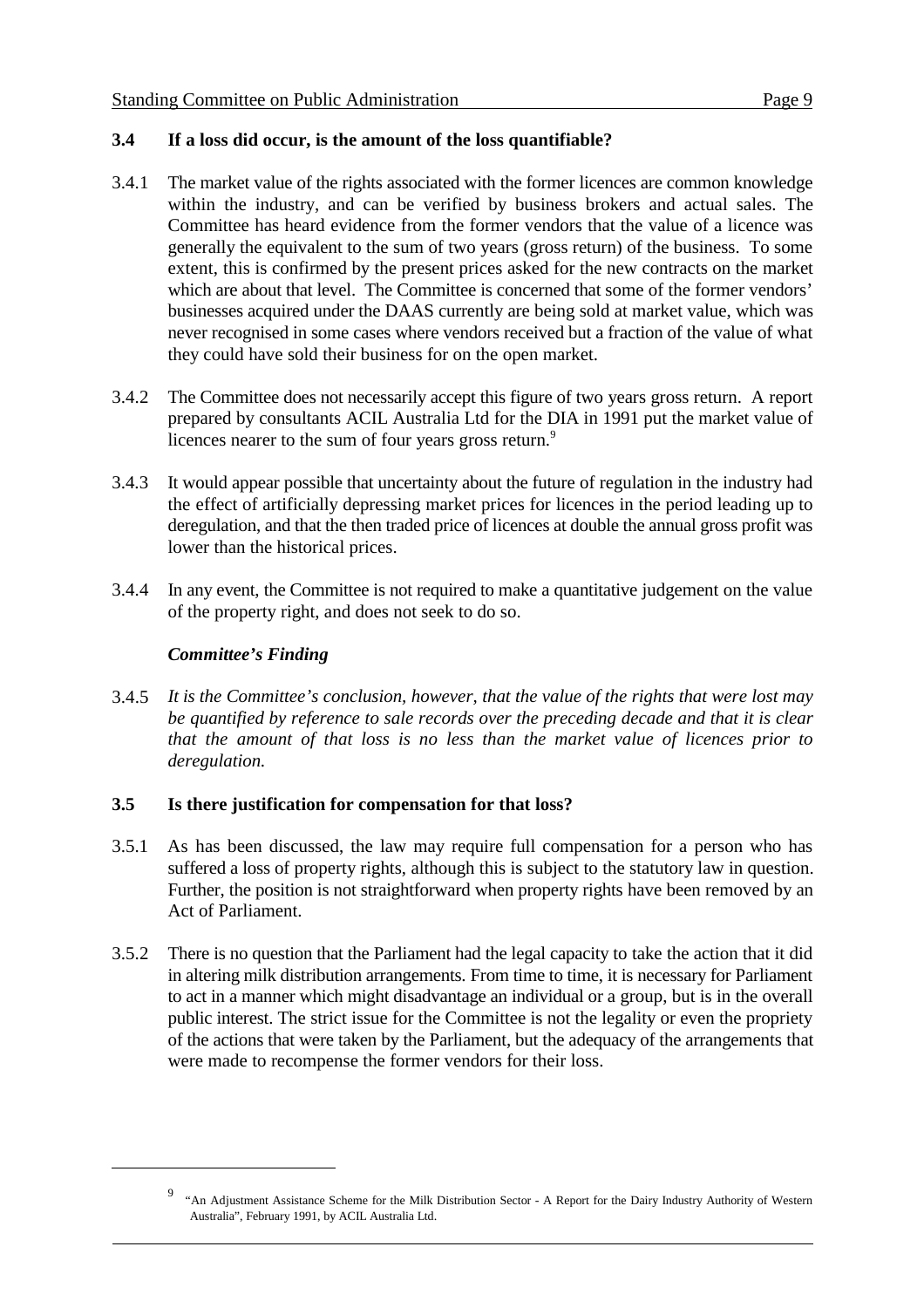### 3.4 If a loss did occur, is the amount of the loss quantifiable?

3.4.1 The market value of the rights associated with the former licences are common knowledge within the industry, and can be verified by business brokers and actual sales. The Committee has heard evidence from the former vendors that the value of a licence was generally the equivalent to the sum of two years (gross return) of the business. To some extent, this is confirmed by the present prices asked for the new contracts on the market which are about that level. The Committee is concerned that some of the former vendors' businesses acquired under the DAAS currently are being sold at market value, which was never recognised in some cases where vendors received but a fraction of the value of what they could have sold their business for on the open market.

3.4.2 The Committee does not necessarily accept this figure of two years gross return. A report prepared by consultants ACIL Australia Ltd for the DIA in 1991 put the market value of licences nearer to the sum of four years gross return.[9]

3.4.3 It would appear possible that uncertainty about the future of regulation in the industry had the effect of artificially depressing market prices for licences in the period leading up to deregulation, and that the then traded price of licences at double the annual gross profit was lower than the historical prices.

3.4.4 In any event, the Committee is not required to make a quantitative judgement on the value of the property right, and does not seek to do so.

***Committee's Finding***

3.4.5 *It is the Committee's conclusion, however, that the value of the rights that were lost may be quantified by reference to sale records over the preceding decade and that it is clear that the amount of that loss is no less than the market value of licences prior to deregulation.*

### 3.5 Is there justification for compensation for that loss?

3.5.1 As has been discussed, the law may require full compensation for a person who has suffered a loss of property rights, although this is subject to the statutory law in question. Further, the position is not straightforward when property rights have been removed by an Act of Parliament.

3.5.2 There is no question that the Parliament had the legal capacity to take the action that it did in altering milk distribution arrangements. From time to time, it is necessary for Parliament to act in a manner which might disadvantage an individual or a group, but is in the overall public interest. The strict issue for the Committee is not the legality or even the propriety of the actions that were taken by the Parliament, but the adequacy of the arrangements that were made to recompense the former vendors for their loss.

---

[9] "An Adjustment Assistance Scheme for the Milk Distribution Sector - A Report for the Dairy Industry Authority of Western Australia", February 1991, by ACIL Australia Ltd.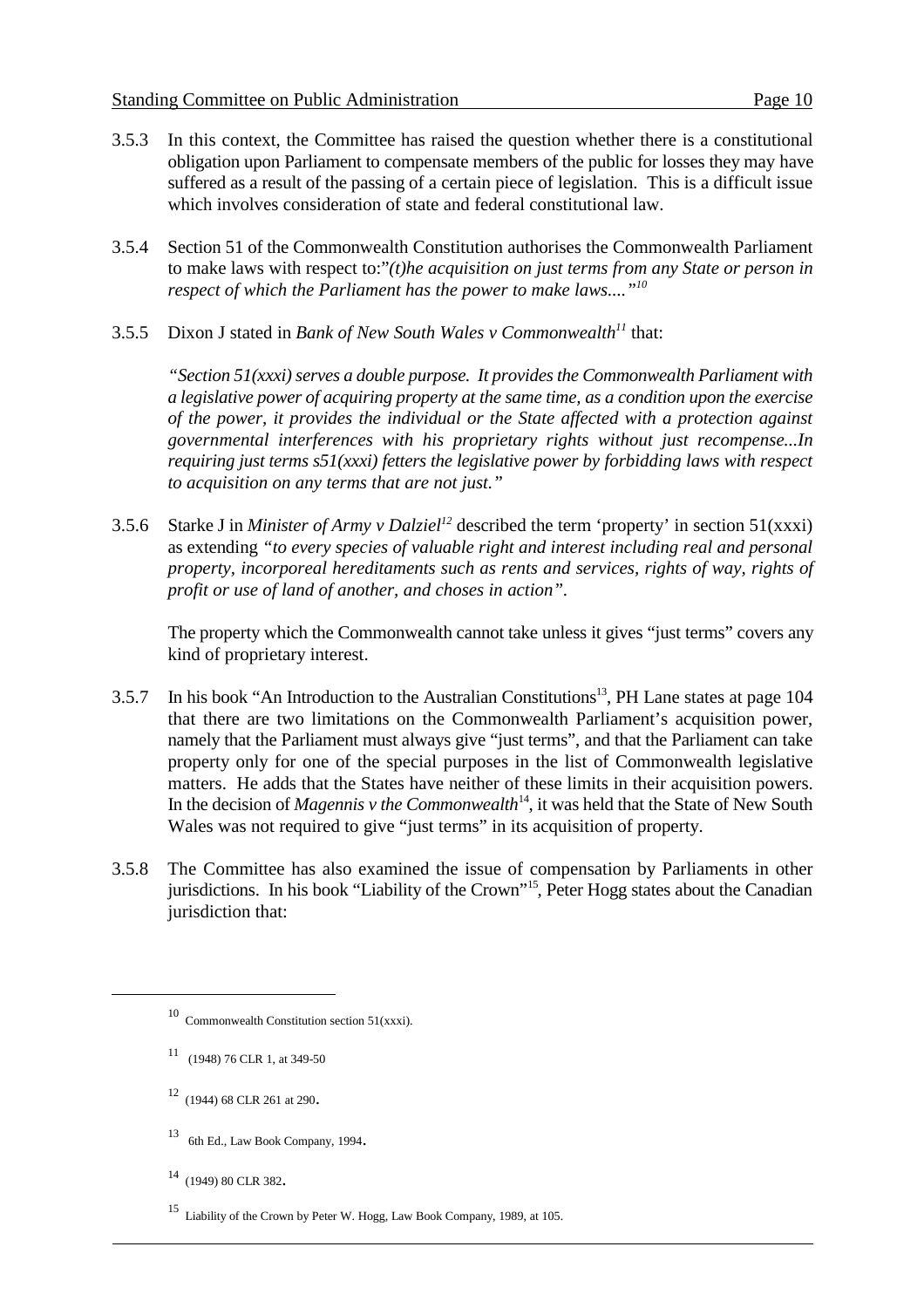3.5.3 In this context, the Committee has raised the question whether there is a constitutional obligation upon Parliament to compensate members of the public for losses they may have suffered as a result of the passing of a certain piece of legislation. This is a difficult issue which involves consideration of state and federal constitutional law.

3.5.4 Section 51 of the Commonwealth Constitution authorises the Commonwealth Parliament to make laws with respect to:"*(t)he acquisition on just terms from any State or person in respect of which the Parliament has the power to make laws...."*[10]

3.5.5 Dixon J stated in *Bank of New South Wales v Commonwealth*[11] that:

> *"Section 51(xxxi) serves a double purpose. It provides the Commonwealth Parliament with a legislative power of acquiring property at the same time, as a condition upon the exercise of the power, it provides the individual or the State affected with a protection against governmental interferences with his proprietary rights without just recompense...In requiring just terms s51(xxxi) fetters the legislative power by forbidding laws with respect to acquisition on any terms that are not just."*

3.5.6 Starke J in *Minister of Army v Dalziel*[12] described the term 'property' in section 51(xxxi) as extending *"to every species of valuable right and interest including real and personal property, incorporeal hereditaments such as rents and services, rights of way, rights of profit or use of land of another, and choses in action"*.

The property which the Commonwealth cannot take unless it gives "just terms" covers any kind of proprietary interest.

3.5.7 In his book "An Introduction to the Australian Constitutions[13], PH Lane states at page 104 that there are two limitations on the Commonwealth Parliament's acquisition power, namely that the Parliament must always give "just terms", and that the Parliament can take property only for one of the special purposes in the list of Commonwealth legislative matters. He adds that the States have neither of these limits in their acquisition powers. In the decision of *Magennis v the Commonwealth*[14], it was held that the State of New South Wales was not required to give "just terms" in its acquisition of property.

3.5.8 The Committee has also examined the issue of compensation by Parliaments in other jurisdictions. In his book "Liability of the Crown"[15], Peter Hogg states about the Canadian jurisdiction that:

---

[10] Commonwealth Constitution section 51(xxxi).

[11] (1948) 76 CLR 1, at 349-50

[12] (1944) 68 CLR 261 at 290.

[13] 6th Ed., Law Book Company, 1994.

[14] (1949) 80 CLR 382.

[15] Liability of the Crown by Peter W. Hogg, Law Book Company, 1989, at 105.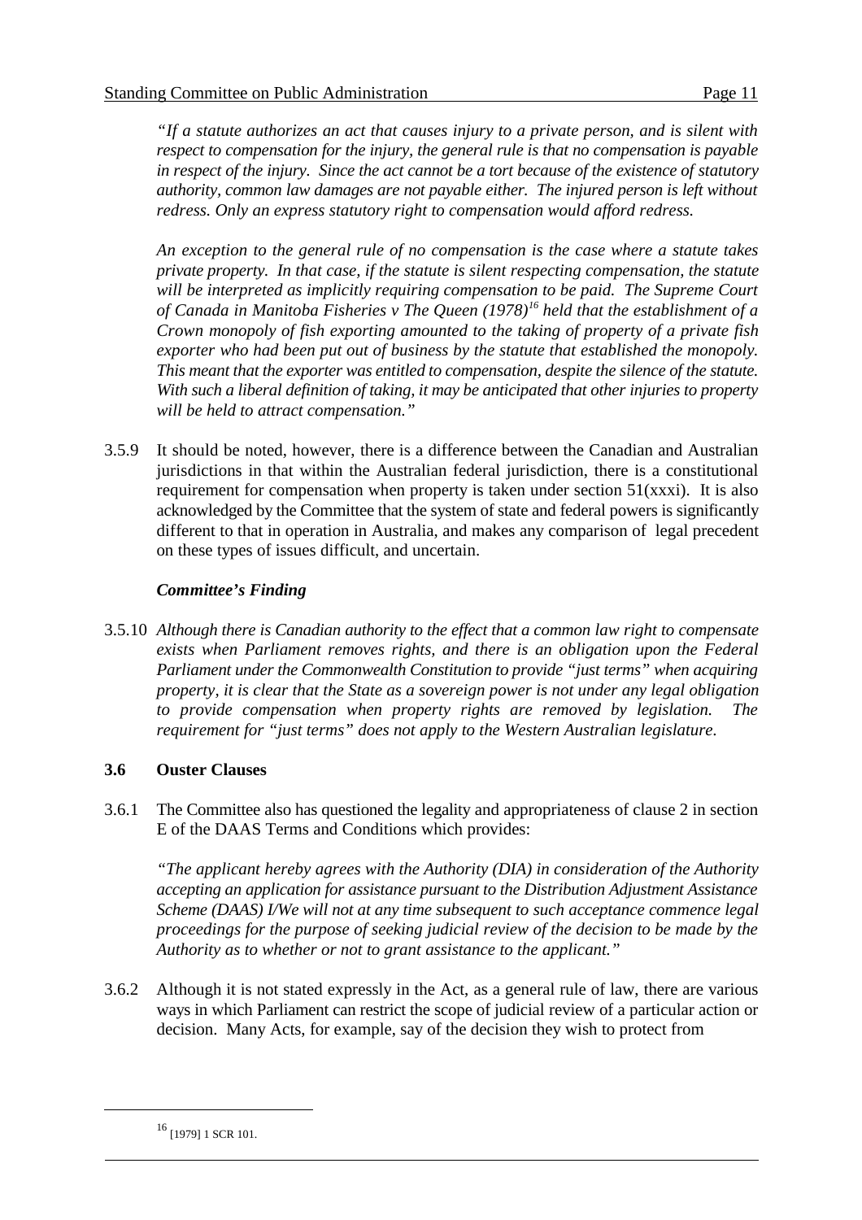*"If a statute authorizes an act that causes injury to a private person, and is silent with respect to compensation for the injury, the general rule is that no compensation is payable in respect of the injury. Since the act cannot be a tort because of the existence of statutory authority, common law damages are not payable either. The injured person is left without redress. Only an express statutory right to compensation would afford redress.*

*An exception to the general rule of no compensation is the case where a statute takes private property. In that case, if the statute is silent respecting compensation, the statute will be interpreted as implicitly requiring compensation to be paid. The Supreme Court of Canada in Manitoba Fisheries v The Queen (1978)[16] held that the establishment of a Crown monopoly of fish exporting amounted to the taking of property of a private fish exporter who had been put out of business by the statute that established the monopoly. This meant that the exporter was entitled to compensation, despite the silence of the statute. With such a liberal definition of taking, it may be anticipated that other injuries to property will be held to attract compensation."*

3.5.9 It should be noted, however, there is a difference between the Canadian and Australian jurisdictions in that within the Australian federal jurisdiction, there is a constitutional requirement for compensation when property is taken under section 51(xxxi). It is also acknowledged by the Committee that the system of state and federal powers is significantly different to that in operation in Australia, and makes any comparison of legal precedent on these types of issues difficult, and uncertain.

***Committee's Finding***

3.5.10 *Although there is Canadian authority to the effect that a common law right to compensate exists when Parliament removes rights, and there is an obligation upon the Federal Parliament under the Commonwealth Constitution to provide "just terms" when acquiring property, it is clear that the State as a sovereign power is not under any legal obligation to provide compensation when property rights are removed by legislation. The requirement for "just terms" does not apply to the Western Australian legislature.*

### 3.6 Ouster Clauses

3.6.1 The Committee also has questioned the legality and appropriateness of clause 2 in section E of the DAAS Terms and Conditions which provides:

*"The applicant hereby agrees with the Authority (DIA) in consideration of the Authority accepting an application for assistance pursuant to the Distribution Adjustment Assistance Scheme (DAAS) I/We will not at any time subsequent to such acceptance commence legal proceedings for the purpose of seeking judicial review of the decision to be made by the Authority as to whether or not to grant assistance to the applicant."*

3.6.2 Although it is not stated expressly in the Act, as a general rule of law, there are various ways in which Parliament can restrict the scope of judicial review of a particular action or decision. Many Acts, for example, say of the decision they wish to protect from

---

[16] [1979] 1 SCR 101.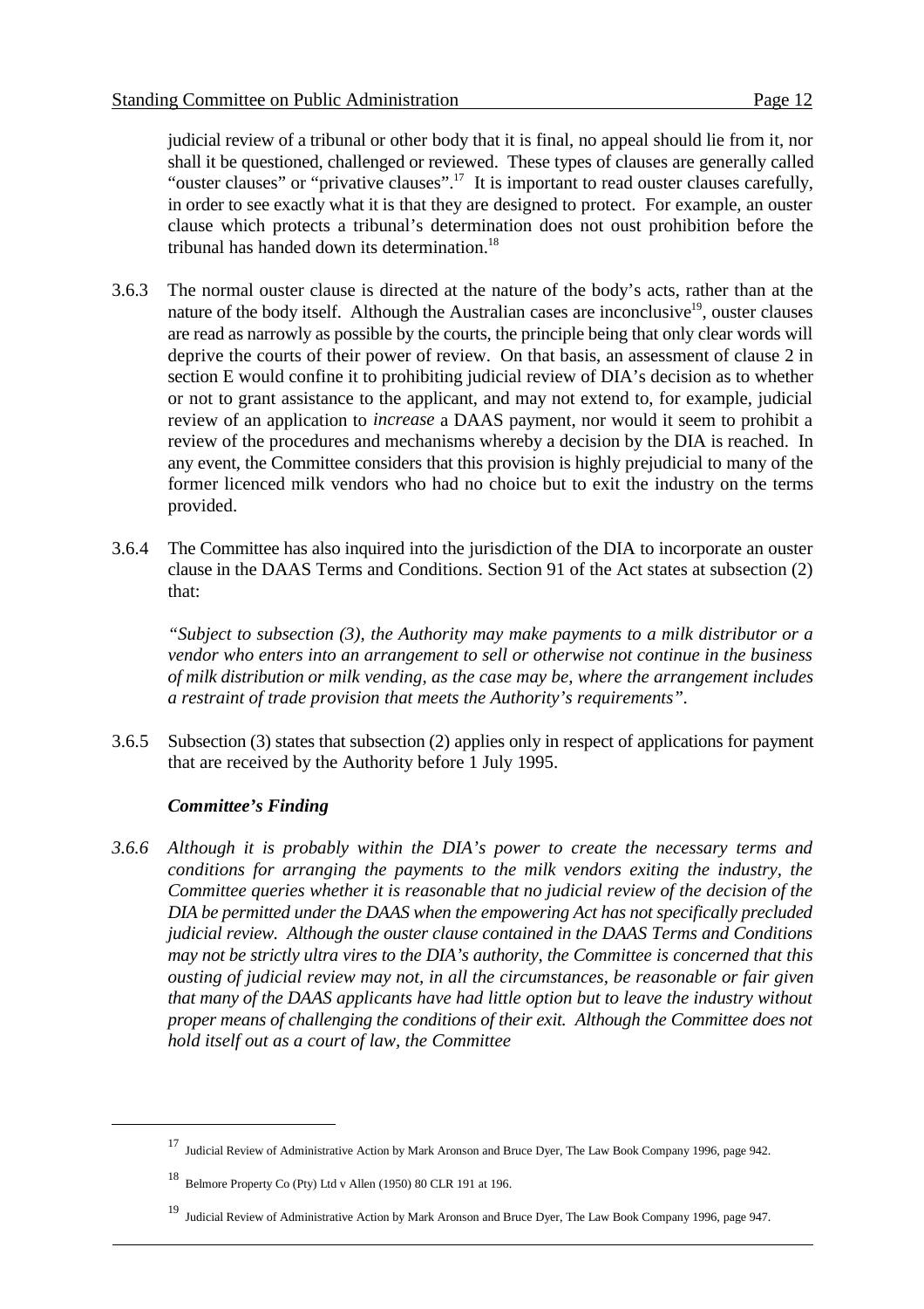judicial review of a tribunal or other body that it is final, no appeal should lie from it, nor shall it be questioned, challenged or reviewed. These types of clauses are generally called "ouster clauses" or "privative clauses".[17] It is important to read ouster clauses carefully, in order to see exactly what it is that they are designed to protect. For example, an ouster clause which protects a tribunal's determination does not oust prohibition before the tribunal has handed down its determination.[18]

3.6.3 The normal ouster clause is directed at the nature of the body's acts, rather than at the nature of the body itself. Although the Australian cases are inconclusive[19], ouster clauses are read as narrowly as possible by the courts, the principle being that only clear words will deprive the courts of their power of review. On that basis, an assessment of clause 2 in section E would confine it to prohibiting judicial review of DIA's decision as to whether or not to grant assistance to the applicant, and may not extend to, for example, judicial review of an application to *increase* a DAAS payment, nor would it seem to prohibit a review of the procedures and mechanisms whereby a decision by the DIA is reached. In any event, the Committee considers that this provision is highly prejudicial to many of the former licenced milk vendors who had no choice but to exit the industry on the terms provided.

3.6.4 The Committee has also inquired into the jurisdiction of the DIA to incorporate an ouster clause in the DAAS Terms and Conditions. Section 91 of the Act states at subsection (2) that:

*"Subject to subsection (3), the Authority may make payments to a milk distributor or a vendor who enters into an arrangement to sell or otherwise not continue in the business of milk distribution or milk vending, as the case may be, where the arrangement includes a restraint of trade provision that meets the Authority's requirements".*

3.6.5 Subsection (3) states that subsection (2) applies only in respect of applications for payment that are received by the Authority before 1 July 1995.

***Committee's Finding***

*3.6.6 Although it is probably within the DIA's power to create the necessary terms and conditions for arranging the payments to the milk vendors exiting the industry, the Committee queries whether it is reasonable that no judicial review of the decision of the DIA be permitted under the DAAS when the empowering Act has not specifically precluded judicial review. Although the ouster clause contained in the DAAS Terms and Conditions may not be strictly ultra vires to the DIA's authority, the Committee is concerned that this ousting of judicial review may not, in all the circumstances, be reasonable or fair given that many of the DAAS applicants have had little option but to leave the industry without proper means of challenging the conditions of their exit. Although the Committee does not hold itself out as a court of law, the Committee*

---

[17] Judicial Review of Administrative Action by Mark Aronson and Bruce Dyer, The Law Book Company 1996, page 942.

[18] Belmore Property Co (Pty) Ltd v Allen (1950) 80 CLR 191 at 196.

[19] Judicial Review of Administrative Action by Mark Aronson and Bruce Dyer, The Law Book Company 1996, page 947.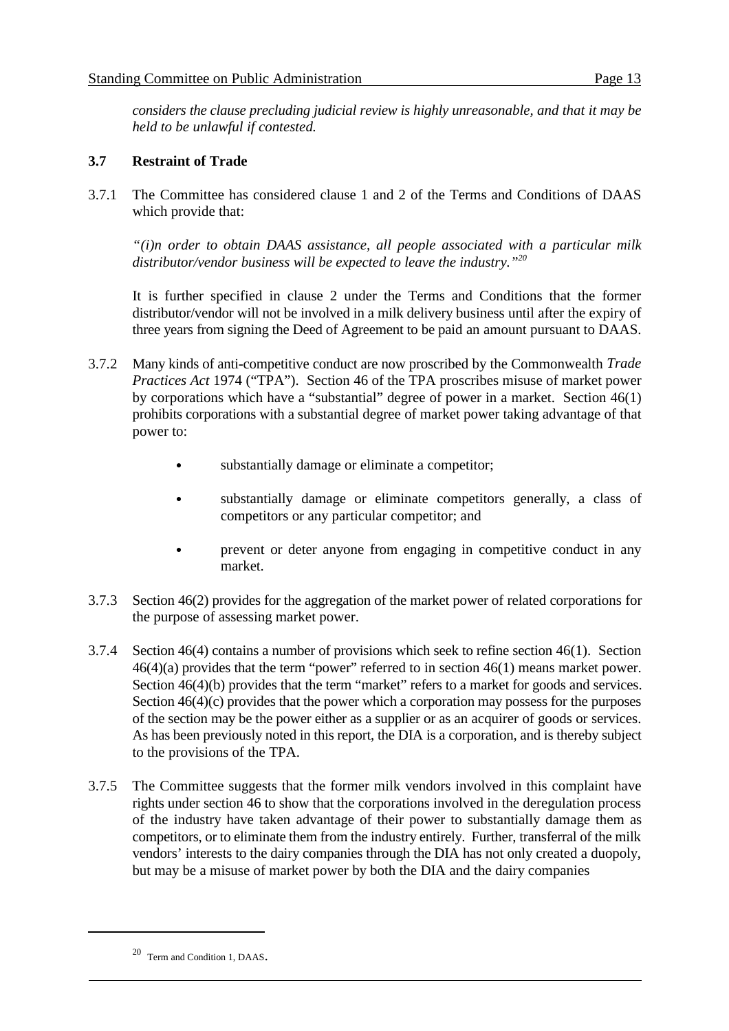*considers the clause precluding judicial review is highly unreasonable, and that it may be held to be unlawful if contested.*

### 3.7 Restraint of Trade

3.7.1 The Committee has considered clause 1 and 2 of the Terms and Conditions of DAAS which provide that:

*"(i)n order to obtain DAAS assistance, all people associated with a particular milk distributor/vendor business will be expected to leave the industry."*[20]

It is further specified in clause 2 under the Terms and Conditions that the former distributor/vendor will not be involved in a milk delivery business until after the expiry of three years from signing the Deed of Agreement to be paid an amount pursuant to DAAS.

3.7.2 Many kinds of anti-competitive conduct are now proscribed by the Commonwealth *Trade Practices Act* 1974 ("TPA"). Section 46 of the TPA proscribes misuse of market power by corporations which have a "substantial" degree of power in a market. Section 46(1) prohibits corporations with a substantial degree of market power taking advantage of that power to:

- substantially damage or eliminate a competitor;
- substantially damage or eliminate competitors generally, a class of competitors or any particular competitor; and
- prevent or deter anyone from engaging in competitive conduct in any market.

3.7.3 Section 46(2) provides for the aggregation of the market power of related corporations for the purpose of assessing market power.

3.7.4 Section 46(4) contains a number of provisions which seek to refine section 46(1). Section 46(4)(a) provides that the term "power" referred to in section 46(1) means market power. Section 46(4)(b) provides that the term "market" refers to a market for goods and services. Section 46(4)(c) provides that the power which a corporation may possess for the purposes of the section may be the power either as a supplier or as an acquirer of goods or services. As has been previously noted in this report, the DIA is a corporation, and is thereby subject to the provisions of the TPA.

3.7.5 The Committee suggests that the former milk vendors involved in this complaint have rights under section 46 to show that the corporations involved in the deregulation process of the industry have taken advantage of their power to substantially damage them as competitors, or to eliminate them from the industry entirely. Further, transferral of the milk vendors' interests to the dairy companies through the DIA has not only created a duopoly, but may be a misuse of market power by both the DIA and the dairy companies

---

[20] Term and Condition 1, DAAS.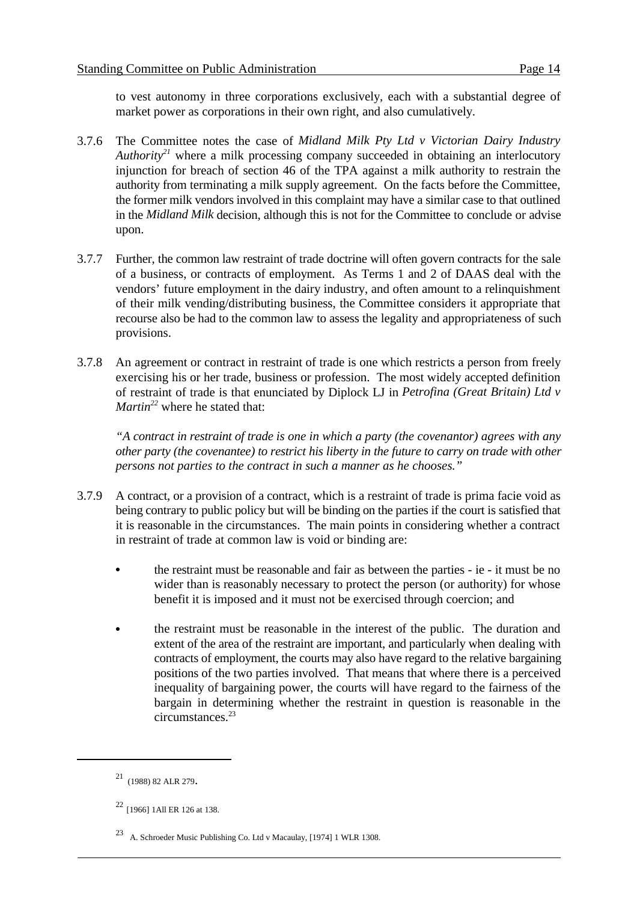to vest autonomy in three corporations exclusively, each with a substantial degree of market power as corporations in their own right, and also cumulatively.

3.7.6 The Committee notes the case of *Midland Milk Pty Ltd v Victorian Dairy Industry Authority*[21] where a milk processing company succeeded in obtaining an interlocutory injunction for breach of section 46 of the TPA against a milk authority to restrain the authority from terminating a milk supply agreement. On the facts before the Committee, the former milk vendors involved in this complaint may have a similar case to that outlined in the *Midland Milk* decision, although this is not for the Committee to conclude or advise upon.

3.7.7 Further, the common law restraint of trade doctrine will often govern contracts for the sale of a business, or contracts of employment. As Terms 1 and 2 of DAAS deal with the vendors' future employment in the dairy industry, and often amount to a relinquishment of their milk vending/distributing business, the Committee considers it appropriate that recourse also be had to the common law to assess the legality and appropriateness of such provisions.

3.7.8 An agreement or contract in restraint of trade is one which restricts a person from freely exercising his or her trade, business or profession. The most widely accepted definition of restraint of trade is that enunciated by Diplock LJ in *Petrofina (Great Britain) Ltd v Martin*[22] where he stated that:

*"A contract in restraint of trade is one in which a party (the covenantor) agrees with any other party (the covenantee) to restrict his liberty in the future to carry on trade with other persons not parties to the contract in such a manner as he chooses."*

3.7.9 A contract, or a provision of a contract, which is a restraint of trade is prima facie void as being contrary to public policy but will be binding on the parties if the court is satisfied that it is reasonable in the circumstances. The main points in considering whether a contract in restraint of trade at common law is void or binding are:

- the restraint must be reasonable and fair as between the parties - ie - it must be no wider than is reasonably necessary to protect the person (or authority) for whose benefit it is imposed and it must not be exercised through coercion; and

- the restraint must be reasonable in the interest of the public. The duration and extent of the area of the restraint are important, and particularly when dealing with contracts of employment, the courts may also have regard to the relative bargaining positions of the two parties involved. That means that where there is a perceived inequality of bargaining power, the courts will have regard to the fairness of the bargain in determining whether the restraint in question is reasonable in the circumstances.[23]

---

[21] (1988) 82 ALR 279.

[22] [1966] 1All ER 126 at 138.

[23] A. Schroeder Music Publishing Co. Ltd v Macaulay, [1974] 1 WLR 1308.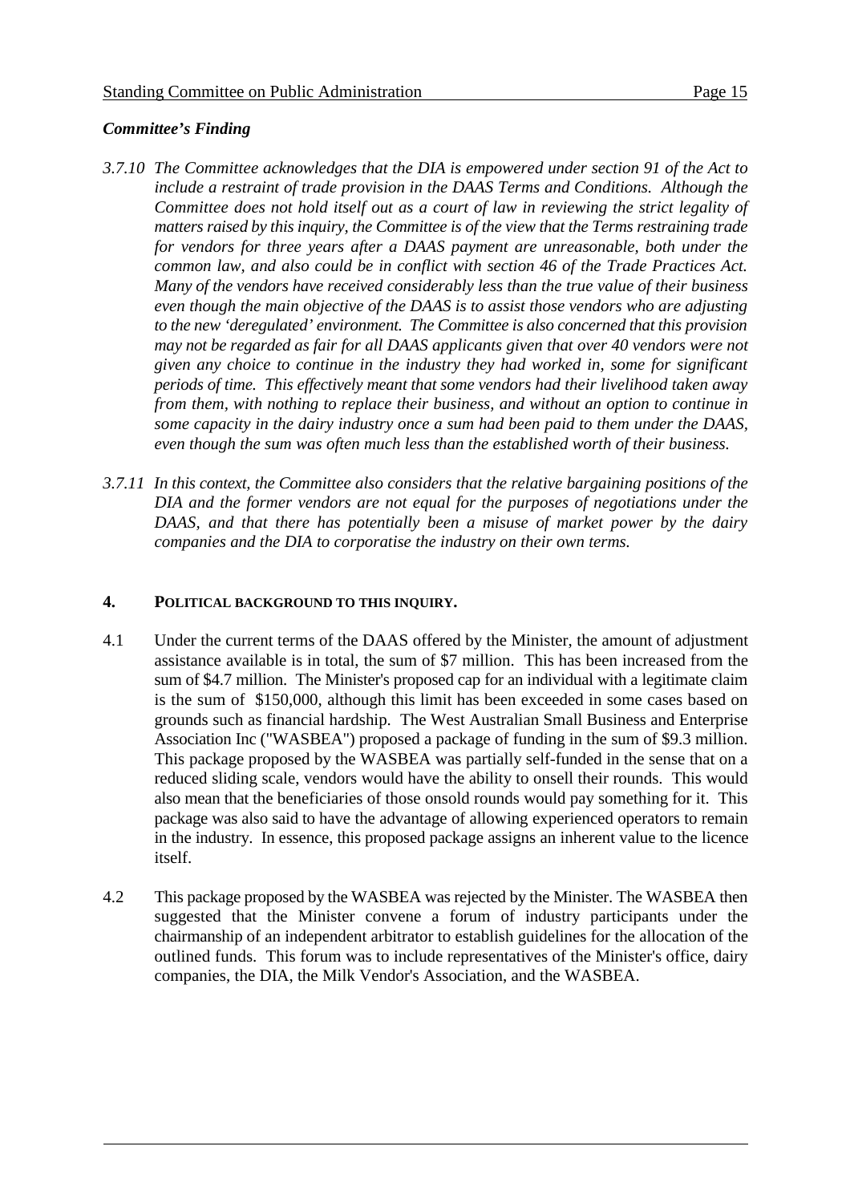***Committee's Finding***

*3.7.10 The Committee acknowledges that the DIA is empowered under section 91 of the Act to include a restraint of trade provision in the DAAS Terms and Conditions. Although the Committee does not hold itself out as a court of law in reviewing the strict legality of matters raised by this inquiry, the Committee is of the view that the Terms restraining trade for vendors for three years after a DAAS payment are unreasonable, both under the common law, and also could be in conflict with section 46 of the Trade Practices Act. Many of the vendors have received considerably less than the true value of their business even though the main objective of the DAAS is to assist those vendors who are adjusting to the new 'deregulated' environment. The Committee is also concerned that this provision may not be regarded as fair for all DAAS applicants given that over 40 vendors were not given any choice to continue in the industry they had worked in, some for significant periods of time. This effectively meant that some vendors had their livelihood taken away from them, with nothing to replace their business, and without an option to continue in some capacity in the dairy industry once a sum had been paid to them under the DAAS, even though the sum was often much less than the established worth of their business.*

*3.7.11 In this context, the Committee also considers that the relative bargaining positions of the DIA and the former vendors are not equal for the purposes of negotiations under the DAAS, and that there has potentially been a misuse of market power by the dairy companies and the DIA to corporatise the industry on their own terms.*

## 4. POLITICAL BACKGROUND TO THIS INQUIRY.

4.1 Under the current terms of the DAAS offered by the Minister, the amount of adjustment assistance available is in total, the sum of $7 million. This has been increased from the sum of $4.7 million. The Minister's proposed cap for an individual with a legitimate claim is the sum of $150,000, although this limit has been exceeded in some cases based on grounds such as financial hardship. The West Australian Small Business and Enterprise Association Inc ("WASBEA") proposed a package of funding in the sum of $9.3 million. This package proposed by the WASBEA was partially self-funded in the sense that on a reduced sliding scale, vendors would have the ability to onsell their rounds. This would also mean that the beneficiaries of those onsold rounds would pay something for it. This package was also said to have the advantage of allowing experienced operators to remain in the industry. In essence, this proposed package assigns an inherent value to the licence itself.

4.2 This package proposed by the WASBEA was rejected by the Minister. The WASBEA then suggested that the Minister convene a forum of industry participants under the chairmanship of an independent arbitrator to establish guidelines for the allocation of the outlined funds. This forum was to include representatives of the Minister's office, dairy companies, the DIA, the Milk Vendor's Association, and the WASBEA.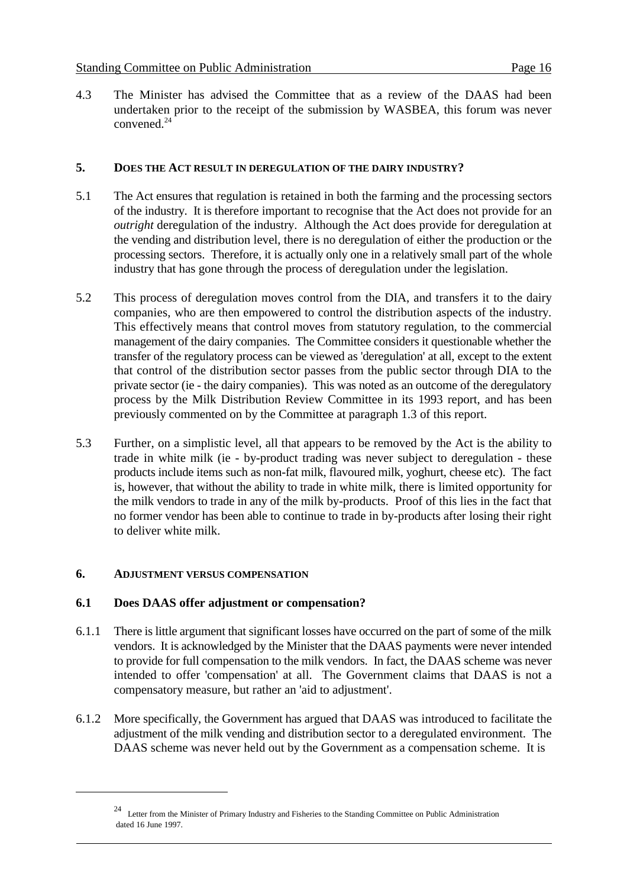4.3 The Minister has advised the Committee that as a review of the DAAS had been undertaken prior to the receipt of the submission by WASBEA, this forum was never convened.[24]

## 5. DOES THE ACT RESULT IN DEREGULATION OF THE DAIRY INDUSTRY?

5.1 The Act ensures that regulation is retained in both the farming and the processing sectors of the industry. It is therefore important to recognise that the Act does not provide for an *outright* deregulation of the industry. Although the Act does provide for deregulation at the vending and distribution level, there is no deregulation of either the production or the processing sectors. Therefore, it is actually only one in a relatively small part of the whole industry that has gone through the process of deregulation under the legislation.

5.2 This process of deregulation moves control from the DIA, and transfers it to the dairy companies, who are then empowered to control the distribution aspects of the industry. This effectively means that control moves from statutory regulation, to the commercial management of the dairy companies. The Committee considers it questionable whether the transfer of the regulatory process can be viewed as 'deregulation' at all, except to the extent that control of the distribution sector passes from the public sector through DIA to the private sector (ie - the dairy companies). This was noted as an outcome of the deregulatory process by the Milk Distribution Review Committee in its 1993 report, and has been previously commented on by the Committee at paragraph 1.3 of this report.

5.3 Further, on a simplistic level, all that appears to be removed by the Act is the ability to trade in white milk (ie - by-product trading was never subject to deregulation - these products include items such as non-fat milk, flavoured milk, yoghurt, cheese etc). The fact is, however, that without the ability to trade in white milk, there is limited opportunity for the milk vendors to trade in any of the milk by-products. Proof of this lies in the fact that no former vendor has been able to continue to trade in by-products after losing their right to deliver white milk.

## 6. ADJUSTMENT VERSUS COMPENSATION

### 6.1 Does DAAS offer adjustment or compensation?

6.1.1 There is little argument that significant losses have occurred on the part of some of the milk vendors. It is acknowledged by the Minister that the DAAS payments were never intended to provide for full compensation to the milk vendors. In fact, the DAAS scheme was never intended to offer 'compensation' at all. The Government claims that DAAS is not a compensatory measure, but rather an 'aid to adjustment'.

6.1.2 More specifically, the Government has argued that DAAS was introduced to facilitate the adjustment of the milk vending and distribution sector to a deregulated environment. The DAAS scheme was never held out by the Government as a compensation scheme. It is

---

[24] Letter from the Minister of Primary Industry and Fisheries to the Standing Committee on Public Administration dated 16 June 1997.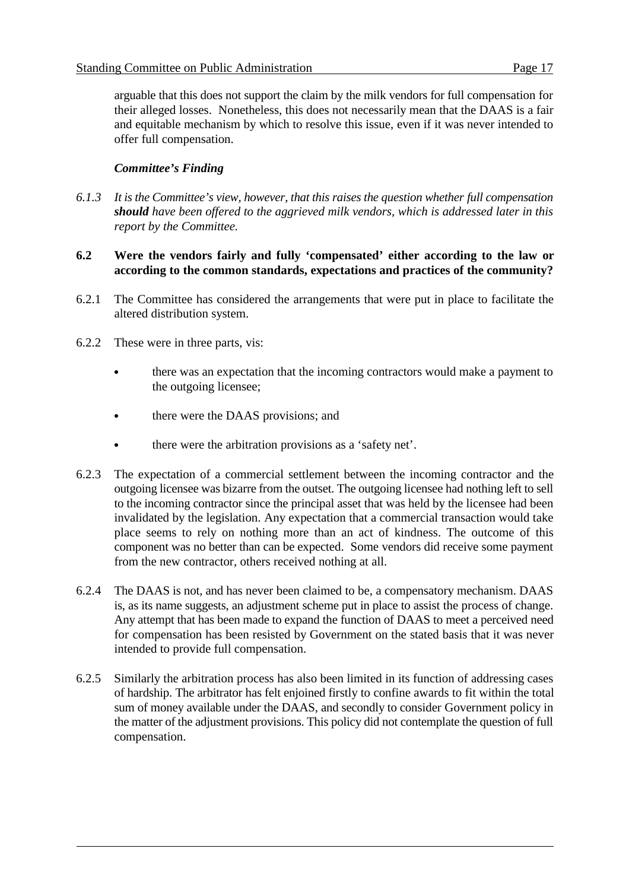arguable that this does not support the claim by the milk vendors for full compensation for their alleged losses. Nonetheless, this does not necessarily mean that the DAAS is a fair and equitable mechanism by which to resolve this issue, even if it was never intended to offer full compensation.

***Committee's Finding***

*6.1.3 It is the Committee's view, however, that this raises the question whether full compensation* ***should*** *have been offered to the aggrieved milk vendors, which is addressed later in this report by the Committee.*

### 6.2 Were the vendors fairly and fully 'compensated' either according to the law or according to the common standards, expectations and practices of the community?

6.2.1 The Committee has considered the arrangements that were put in place to facilitate the altered distribution system.

6.2.2 These were in three parts, vis:

- there was an expectation that the incoming contractors would make a payment to the outgoing licensee;
- there were the DAAS provisions; and
- there were the arbitration provisions as a 'safety net'.

6.2.3 The expectation of a commercial settlement between the incoming contractor and the outgoing licensee was bizarre from the outset. The outgoing licensee had nothing left to sell to the incoming contractor since the principal asset that was held by the licensee had been invalidated by the legislation. Any expectation that a commercial transaction would take place seems to rely on nothing more than an act of kindness. The outcome of this component was no better than can be expected. Some vendors did receive some payment from the new contractor, others received nothing at all.

6.2.4 The DAAS is not, and has never been claimed to be, a compensatory mechanism. DAAS is, as its name suggests, an adjustment scheme put in place to assist the process of change. Any attempt that has been made to expand the function of DAAS to meet a perceived need for compensation has been resisted by Government on the stated basis that it was never intended to provide full compensation.

6.2.5 Similarly the arbitration process has also been limited in its function of addressing cases of hardship. The arbitrator has felt enjoined firstly to confine awards to fit within the total sum of money available under the DAAS, and secondly to consider Government policy in the matter of the adjustment provisions. This policy did not contemplate the question of full compensation.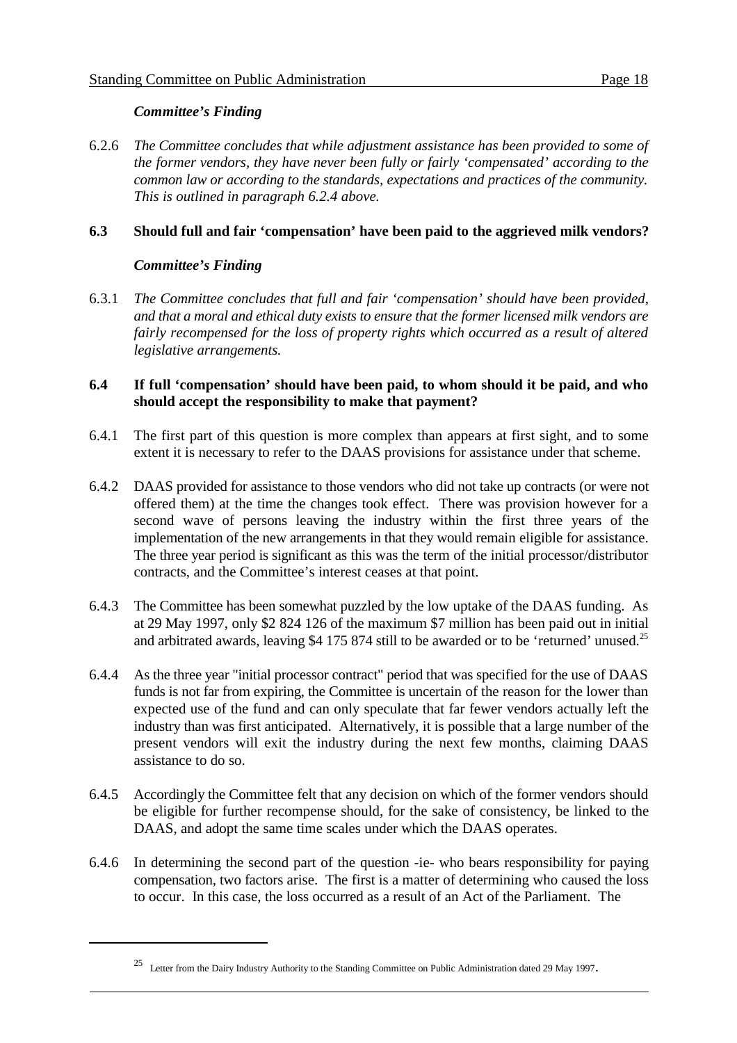*Committee's Finding*

6.2.6 *The Committee concludes that while adjustment assistance has been provided to some of the former vendors, they have never been fully or fairly 'compensated' according to the common law or according to the standards, expectations and practices of the community. This is outlined in paragraph 6.2.4 above.*

**6.3 Should full and fair 'compensation' have been paid to the aggrieved milk vendors?**

*Committee's Finding*

6.3.1 *The Committee concludes that full and fair 'compensation' should have been provided, and that a moral and ethical duty exists to ensure that the former licensed milk vendors are fairly recompensed for the loss of property rights which occurred as a result of altered legislative arrangements.*

**6.4 If full 'compensation' should have been paid, to whom should it be paid, and who should accept the responsibility to make that payment?**

6.4.1 The first part of this question is more complex than appears at first sight, and to some extent it is necessary to refer to the DAAS provisions for assistance under that scheme.

6.4.2 DAAS provided for assistance to those vendors who did not take up contracts (or were not offered them) at the time the changes took effect. There was provision however for a second wave of persons leaving the industry within the first three years of the implementation of the new arrangements in that they would remain eligible for assistance. The three year period is significant as this was the term of the initial processor/distributor contracts, and the Committee's interest ceases at that point.

6.4.3 The Committee has been somewhat puzzled by the low uptake of the DAAS funding. As at 29 May 1997, only $2 824 126 of the maximum $7 million has been paid out in initial and arbitrated awards, leaving $4 175 874 still to be awarded or to be 'returned' unused.[25]

6.4.4 As the three year "initial processor contract" period that was specified for the use of DAAS funds is not far from expiring, the Committee is uncertain of the reason for the lower than expected use of the fund and can only speculate that far fewer vendors actually left the industry than was first anticipated. Alternatively, it is possible that a large number of the present vendors will exit the industry during the next few months, claiming DAAS assistance to do so.

6.4.5 Accordingly the Committee felt that any decision on which of the former vendors should be eligible for further recompense should, for the sake of consistency, be linked to the DAAS, and adopt the same time scales under which the DAAS operates.

6.4.6 In determining the second part of the question -ie- who bears responsibility for paying compensation, two factors arise. The first is a matter of determining who caused the loss to occur. In this case, the loss occurred as a result of an Act of the Parliament. The

[25] Letter from the Dairy Industry Authority to the Standing Committee on Public Administration dated 29 May 1997.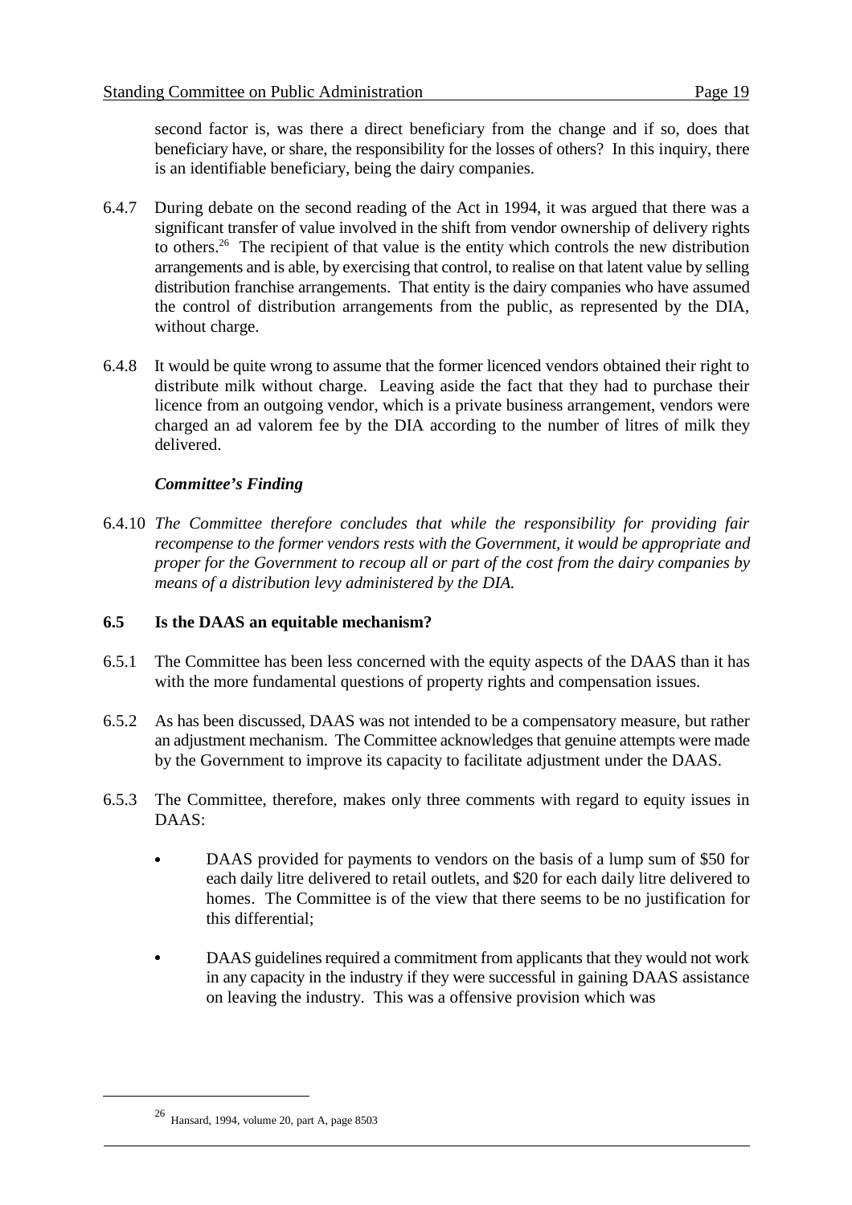second factor is, was there a direct beneficiary from the change and if so, does that beneficiary have, or share, the responsibility for the losses of others? In this inquiry, there is an identifiable beneficiary, being the dairy companies.

6.4.7 During debate on the second reading of the Act in 1994, it was argued that there was a significant transfer of value involved in the shift from vendor ownership of delivery rights to others.[26] The recipient of that value is the entity which controls the new distribution arrangements and is able, by exercising that control, to realise on that latent value by selling distribution franchise arrangements. That entity is the dairy companies who have assumed the control of distribution arrangements from the public, as represented by the DIA, without charge.

6.4.8 It would be quite wrong to assume that the former licenced vendors obtained their right to distribute milk without charge. Leaving aside the fact that they had to purchase their licence from an outgoing vendor, which is a private business arrangement, vendors were charged an ad valorem fee by the DIA according to the number of litres of milk they delivered.

***Committee's Finding***

6.4.10 *The Committee therefore concludes that while the responsibility for providing fair recompense to the former vendors rests with the Government, it would be appropriate and proper for the Government to recoup all or part of the cost from the dairy companies by means of a distribution levy administered by the DIA.*

### 6.5 Is the DAAS an equitable mechanism?

6.5.1 The Committee has been less concerned with the equity aspects of the DAAS than it has with the more fundamental questions of property rights and compensation issues.

6.5.2 As has been discussed, DAAS was not intended to be a compensatory measure, but rather an adjustment mechanism. The Committee acknowledges that genuine attempts were made by the Government to improve its capacity to facilitate adjustment under the DAAS.

6.5.3 The Committee, therefore, makes only three comments with regard to equity issues in DAAS:

- DAAS provided for payments to vendors on the basis of a lump sum of $50 for each daily litre delivered to retail outlets, and $20 for each daily litre delivered to homes. The Committee is of the view that there seems to be no justification for this differential;

- DAAS guidelines required a commitment from applicants that they would not work in any capacity in the industry if they were successful in gaining DAAS assistance on leaving the industry. This was a offensive provision which was

---

[26] Hansard, 1994, volume 20, part A, page 8503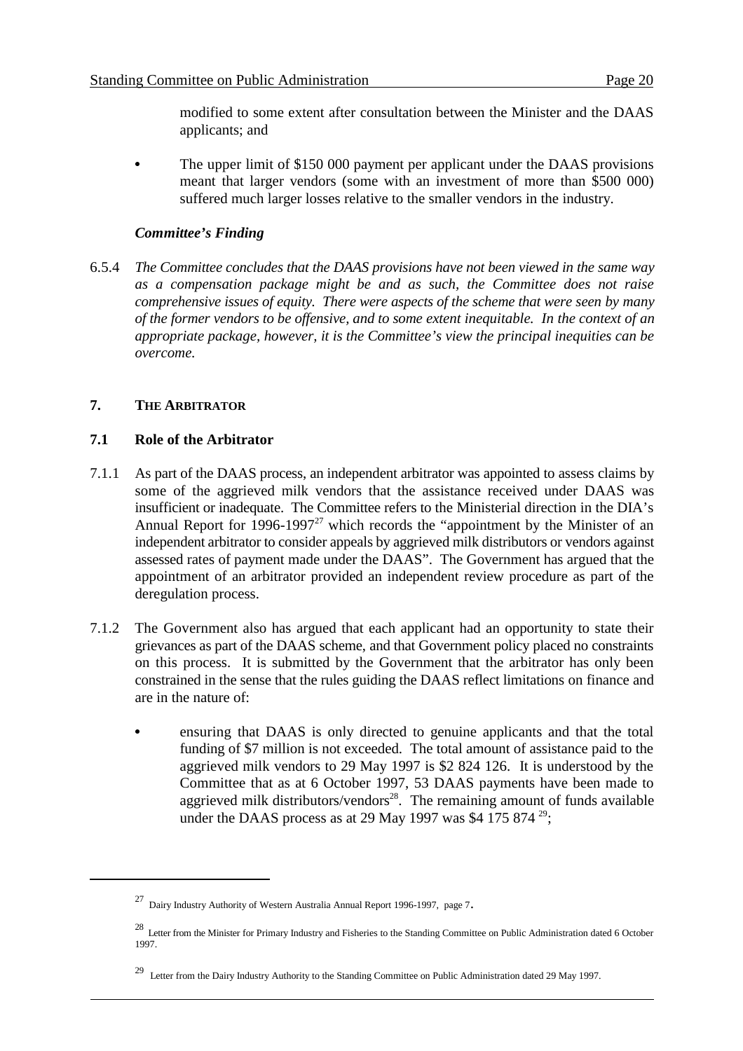modified to some extent after consultation between the Minister and the DAAS applicants; and

- The upper limit of $150 000 payment per applicant under the DAAS provisions meant that larger vendors (some with an investment of more than $500 000) suffered much larger losses relative to the smaller vendors in the industry.

### *Committee's Finding*

6.5.4 *The Committee concludes that the DAAS provisions have not been viewed in the same way as a compensation package might be and as such, the Committee does not raise comprehensive issues of equity. There were aspects of the scheme that were seen by many of the former vendors to be offensive, and to some extent inequitable. In the context of an appropriate package, however, it is the Committee's view the principal inequities can be overcome.*

## 7. THE ARBITRATOR

### 7.1 Role of the Arbitrator

7.1.1 As part of the DAAS process, an independent arbitrator was appointed to assess claims by some of the aggrieved milk vendors that the assistance received under DAAS was insufficient or inadequate. The Committee refers to the Ministerial direction in the DIA's Annual Report for 1996-1997[27] which records the "appointment by the Minister of an independent arbitrator to consider appeals by aggrieved milk distributors or vendors against assessed rates of payment made under the DAAS". The Government has argued that the appointment of an arbitrator provided an independent review procedure as part of the deregulation process.

7.1.2 The Government also has argued that each applicant had an opportunity to state their grievances as part of the DAAS scheme, and that Government policy placed no constraints on this process. It is submitted by the Government that the arbitrator has only been constrained in the sense that the rules guiding the DAAS reflect limitations on finance and are in the nature of:

- ensuring that DAAS is only directed to genuine applicants and that the total funding of $7 million is not exceeded. The total amount of assistance paid to the aggrieved milk vendors to 29 May 1997 is $2 824 126. It is understood by the Committee that as at 6 October 1997, 53 DAAS payments have been made to aggrieved milk distributors/vendors[28]. The remaining amount of funds available under the DAAS process as at 29 May 1997 was $4 175 874 [29];

---

[27] Dairy Industry Authority of Western Australia Annual Report 1996-1997, page 7.

[28] Letter from the Minister for Primary Industry and Fisheries to the Standing Committee on Public Administration dated 6 October 1997.

[29] Letter from the Dairy Industry Authority to the Standing Committee on Public Administration dated 29 May 1997.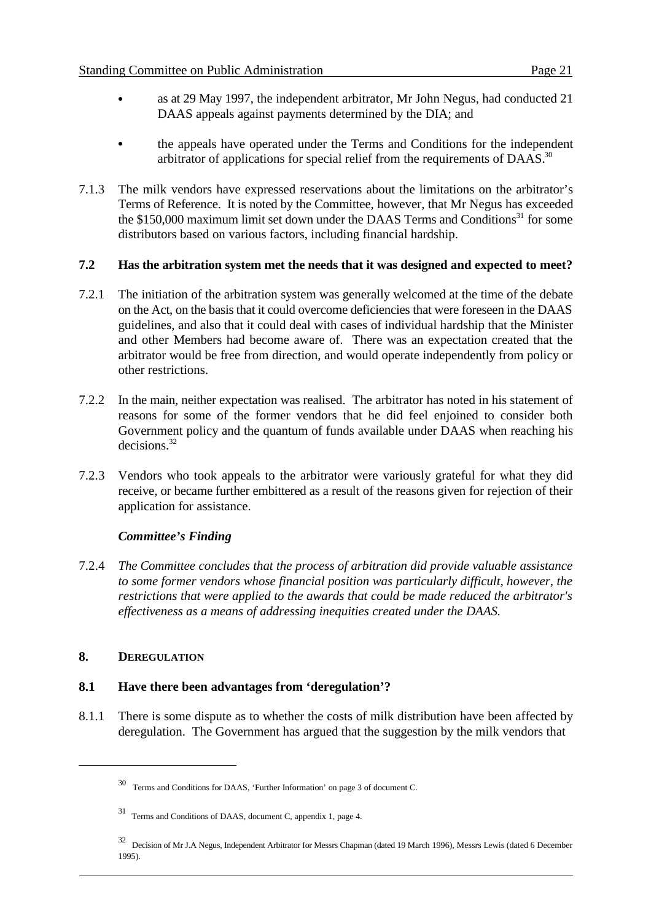- as at 29 May 1997, the independent arbitrator, Mr John Negus, had conducted 21 DAAS appeals against payments determined by the DIA; and

- the appeals have operated under the Terms and Conditions for the independent arbitrator of applications for special relief from the requirements of DAAS.[30]

7.1.3 The milk vendors have expressed reservations about the limitations on the arbitrator's Terms of Reference. It is noted by the Committee, however, that Mr Negus has exceeded the $150,000 maximum limit set down under the DAAS Terms and Conditions[31] for some distributors based on various factors, including financial hardship.

### 7.2 Has the arbitration system met the needs that it was designed and expected to meet?

7.2.1 The initiation of the arbitration system was generally welcomed at the time of the debate on the Act, on the basis that it could overcome deficiencies that were foreseen in the DAAS guidelines, and also that it could deal with cases of individual hardship that the Minister and other Members had become aware of. There was an expectation created that the arbitrator would be free from direction, and would operate independently from policy or other restrictions.

7.2.2 In the main, neither expectation was realised. The arbitrator has noted in his statement of reasons for some of the former vendors that he did feel enjoined to consider both Government policy and the quantum of funds available under DAAS when reaching his decisions.[32]

7.2.3 Vendors who took appeals to the arbitrator were variously grateful for what they did receive, or became further embittered as a result of the reasons given for rejection of their application for assistance.

***Committee's Finding***

7.2.4 *The Committee concludes that the process of arbitration did provide valuable assistance to some former vendors whose financial position was particularly difficult, however, the restrictions that were applied to the awards that could be made reduced the arbitrator's effectiveness as a means of addressing inequities created under the DAAS.*

## 8. DEREGULATION

### 8.1 Have there been advantages from 'deregulation'?

8.1.1 There is some dispute as to whether the costs of milk distribution have been affected by deregulation. The Government has argued that the suggestion by the milk vendors that

---

[30] Terms and Conditions for DAAS, 'Further Information' on page 3 of document C.

[31] Terms and Conditions of DAAS, document C, appendix 1, page 4.

[32] Decision of Mr J.A Negus, Independent Arbitrator for Messrs Chapman (dated 19 March 1996), Messrs Lewis (dated 6 December 1995).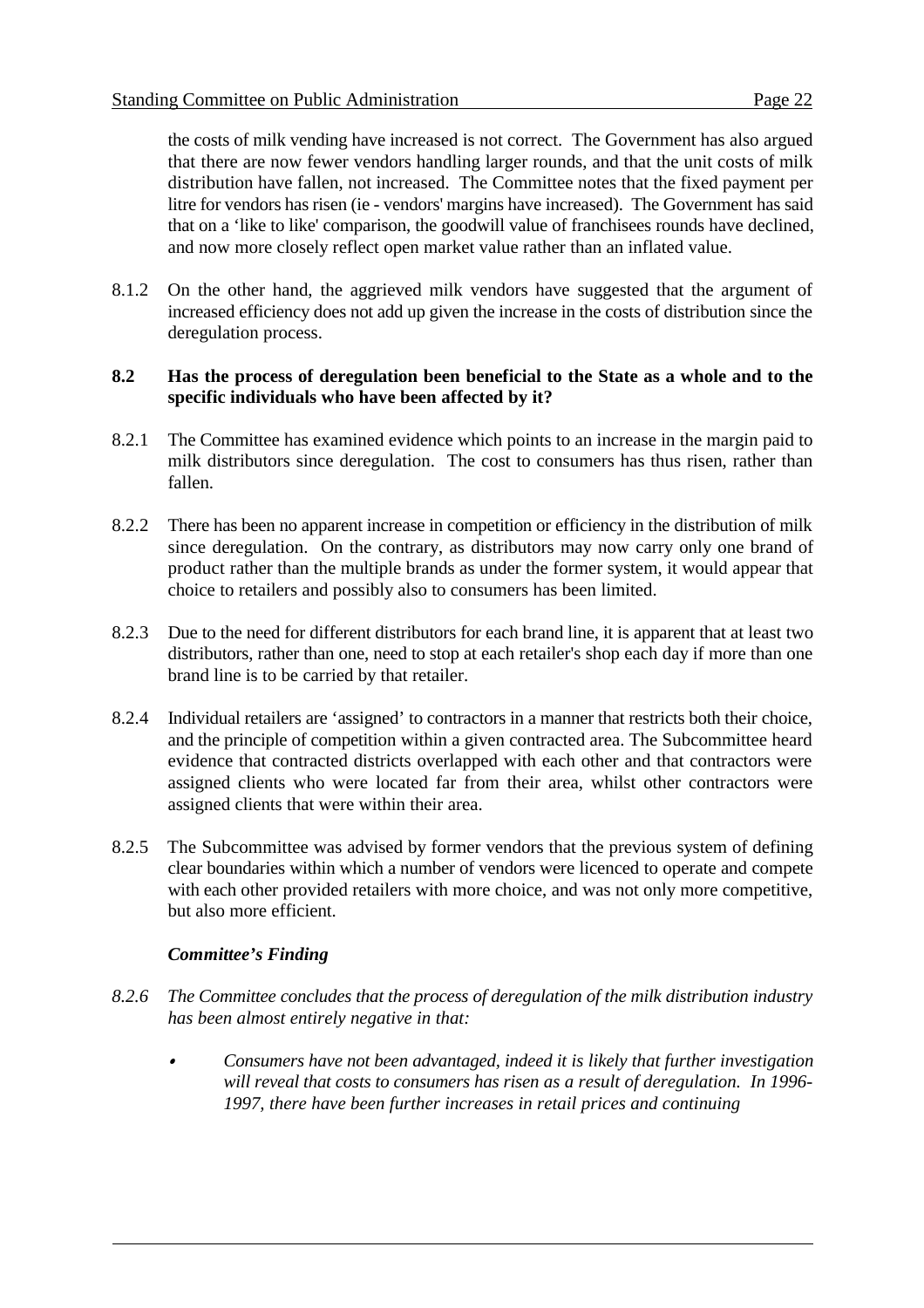the costs of milk vending have increased is not correct. The Government has also argued that there are now fewer vendors handling larger rounds, and that the unit costs of milk distribution have fallen, not increased. The Committee notes that the fixed payment per litre for vendors has risen (ie - vendors' margins have increased). The Government has said that on a 'like to like' comparison, the goodwill value of franchisees rounds have declined, and now more closely reflect open market value rather than an inflated value.

8.1.2 On the other hand, the aggrieved milk vendors have suggested that the argument of increased efficiency does not add up given the increase in the costs of distribution since the deregulation process.

**8.2 Has the process of deregulation been beneficial to the State as a whole and to the specific individuals who have been affected by it?**

8.2.1 The Committee has examined evidence which points to an increase in the margin paid to milk distributors since deregulation. The cost to consumers has thus risen, rather than fallen.

8.2.2 There has been no apparent increase in competition or efficiency in the distribution of milk since deregulation. On the contrary, as distributors may now carry only one brand of product rather than the multiple brands as under the former system, it would appear that choice to retailers and possibly also to consumers has been limited.

8.2.3 Due to the need for different distributors for each brand line, it is apparent that at least two distributors, rather than one, need to stop at each retailer's shop each day if more than one brand line is to be carried by that retailer.

8.2.4 Individual retailers are 'assigned' to contractors in a manner that restricts both their choice, and the principle of competition within a given contracted area. The Subcommittee heard evidence that contracted districts overlapped with each other and that contractors were assigned clients who were located far from their area, whilst other contractors were assigned clients that were within their area.

8.2.5 The Subcommittee was advised by former vendors that the previous system of defining clear boundaries within which a number of vendors were licenced to operate and compete with each other provided retailers with more choice, and was not only more competitive, but also more efficient.

***Committee's Finding***

*8.2.6 The Committee concludes that the process of deregulation of the milk distribution industry has been almost entirely negative in that:*

- *Consumers have not been advantaged, indeed it is likely that further investigation will reveal that costs to consumers has risen as a result of deregulation. In 1996-1997, there have been further increases in retail prices and continuing*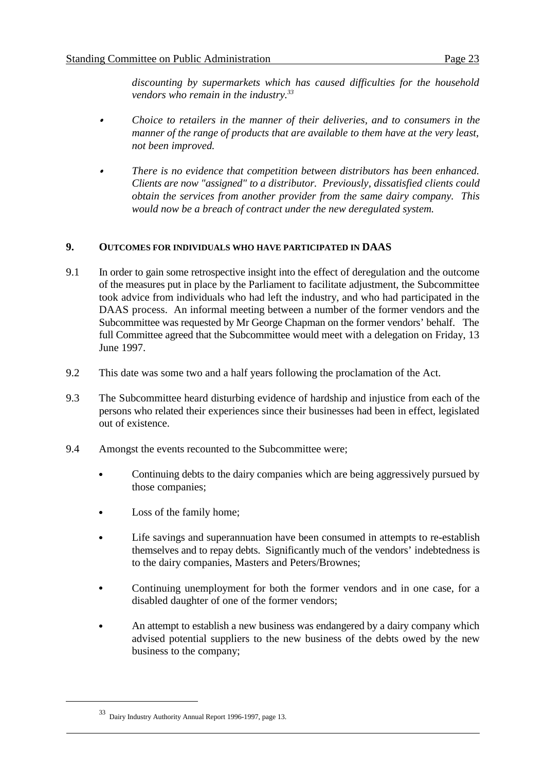*discounting by supermarkets which has caused difficulties for the household vendors who remain in the industry.*[33]

- *Choice to retailers in the manner of their deliveries, and to consumers in the manner of the range of products that are available to them have at the very least, not been improved.*

- *There is no evidence that competition between distributors has been enhanced. Clients are now "assigned" to a distributor. Previously, dissatisfied clients could obtain the services from another provider from the same dairy company. This would now be a breach of contract under the new deregulated system.*

## 9. OUTCOMES FOR INDIVIDUALS WHO HAVE PARTICIPATED IN DAAS

9.1 In order to gain some retrospective insight into the effect of deregulation and the outcome of the measures put in place by the Parliament to facilitate adjustment, the Subcommittee took advice from individuals who had left the industry, and who had participated in the DAAS process. An informal meeting between a number of the former vendors and the Subcommittee was requested by Mr George Chapman on the former vendors' behalf. The full Committee agreed that the Subcommittee would meet with a delegation on Friday, 13 June 1997.

9.2 This date was some two and a half years following the proclamation of the Act.

9.3 The Subcommittee heard disturbing evidence of hardship and injustice from each of the persons who related their experiences since their businesses had been in effect, legislated out of existence.

9.4 Amongst the events recounted to the Subcommittee were;

- Continuing debts to the dairy companies which are being aggressively pursued by those companies;

- Loss of the family home;

- Life savings and superannuation have been consumed in attempts to re-establish themselves and to repay debts. Significantly much of the vendors' indebtedness is to the dairy companies, Masters and Peters/Brownes;

- Continuing unemployment for both the former vendors and in one case, for a disabled daughter of one of the former vendors;

- An attempt to establish a new business was endangered by a dairy company which advised potential suppliers to the new business of the debts owed by the new business to the company;

[33] Dairy Industry Authority Annual Report 1996-1997, page 13.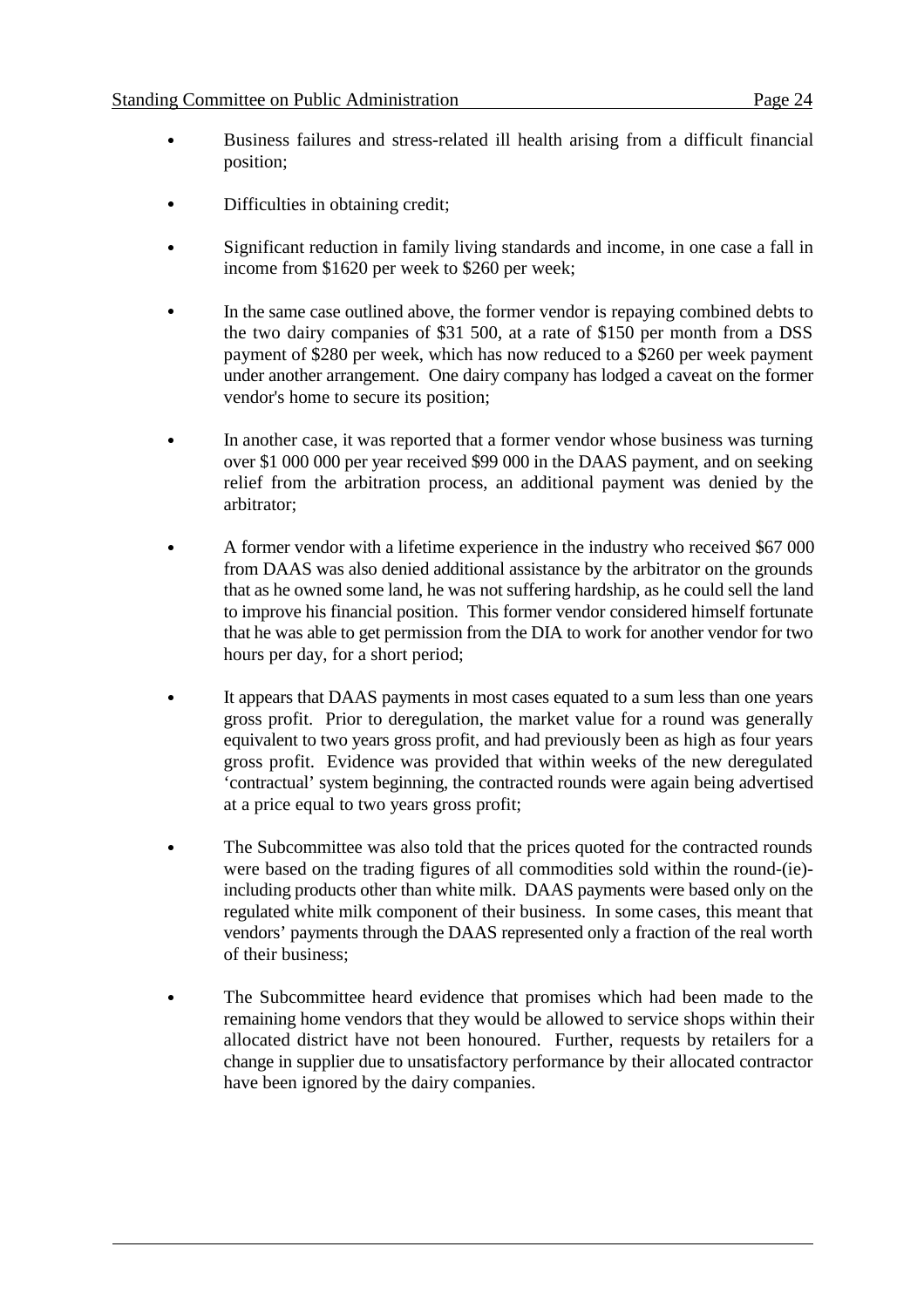- Business failures and stress-related ill health arising from a difficult financial position;

- Difficulties in obtaining credit;

- Significant reduction in family living standards and income, in one case a fall in income from $1620 per week to $260 per week;

- In the same case outlined above, the former vendor is repaying combined debts to the two dairy companies of $31 500, at a rate of $150 per month from a DSS payment of $280 per week, which has now reduced to a $260 per week payment under another arrangement. One dairy company has lodged a caveat on the former vendor's home to secure its position;

- In another case, it was reported that a former vendor whose business was turning over $1 000 000 per year received $99 000 in the DAAS payment, and on seeking relief from the arbitration process, an additional payment was denied by the arbitrator;

- A former vendor with a lifetime experience in the industry who received $67 000 from DAAS was also denied additional assistance by the arbitrator on the grounds that as he owned some land, he was not suffering hardship, as he could sell the land to improve his financial position. This former vendor considered himself fortunate that he was able to get permission from the DIA to work for another vendor for two hours per day, for a short period;

- It appears that DAAS payments in most cases equated to a sum less than one years gross profit. Prior to deregulation, the market value for a round was generally equivalent to two years gross profit, and had previously been as high as four years gross profit. Evidence was provided that within weeks of the new deregulated 'contractual' system beginning, the contracted rounds were again being advertised at a price equal to two years gross profit;

- The Subcommittee was also told that the prices quoted for the contracted rounds were based on the trading figures of all commodities sold within the round-(ie)-including products other than white milk. DAAS payments were based only on the regulated white milk component of their business. In some cases, this meant that vendors' payments through the DAAS represented only a fraction of the real worth of their business;

- The Subcommittee heard evidence that promises which had been made to the remaining home vendors that they would be allowed to service shops within their allocated district have not been honoured. Further, requests by retailers for a change in supplier due to unsatisfactory performance by their allocated contractor have been ignored by the dairy companies.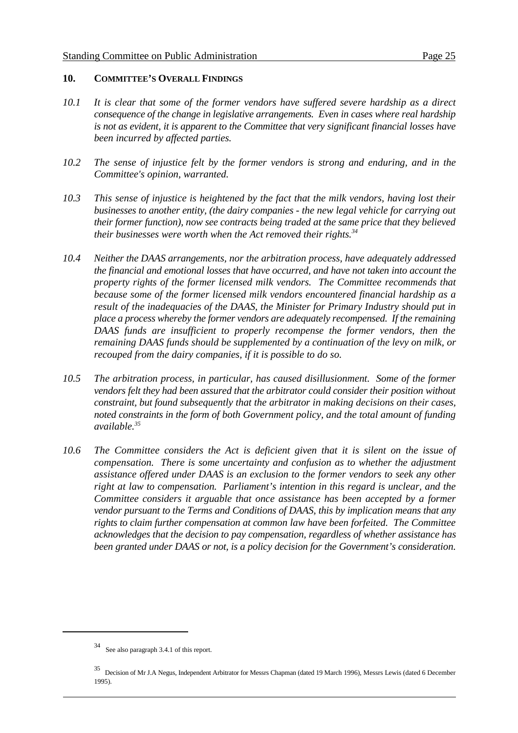## 10. COMMITTEE'S OVERALL FINDINGS

*10.1 It is clear that some of the former vendors have suffered severe hardship as a direct consequence of the change in legislative arrangements. Even in cases where real hardship is not as evident, it is apparent to the Committee that very significant financial losses have been incurred by affected parties.*

*10.2 The sense of injustice felt by the former vendors is strong and enduring, and in the Committee's opinion, warranted.*

*10.3 This sense of injustice is heightened by the fact that the milk vendors, having lost their businesses to another entity, (the dairy companies - the new legal vehicle for carrying out their former function), now see contracts being traded at the same price that they believed their businesses were worth when the Act removed their rights.*[34]

*10.4 Neither the DAAS arrangements, nor the arbitration process, have adequately addressed the financial and emotional losses that have occurred, and have not taken into account the property rights of the former licensed milk vendors. The Committee recommends that because some of the former licensed milk vendors encountered financial hardship as a result of the inadequacies of the DAAS, the Minister for Primary Industry should put in place a process whereby the former vendors are adequately recompensed. If the remaining DAAS funds are insufficient to properly recompense the former vendors, then the remaining DAAS funds should be supplemented by a continuation of the levy on milk, or recouped from the dairy companies, if it is possible to do so.*

*10.5 The arbitration process, in particular, has caused disillusionment. Some of the former vendors felt they had been assured that the arbitrator could consider their position without constraint, but found subsequently that the arbitrator in making decisions on their cases, noted constraints in the form of both Government policy, and the total amount of funding available.*[35]

*10.6 The Committee considers the Act is deficient given that it is silent on the issue of compensation. There is some uncertainty and confusion as to whether the adjustment assistance offered under DAAS is an exclusion to the former vendors to seek any other right at law to compensation. Parliament's intention in this regard is unclear, and the Committee considers it arguable that once assistance has been accepted by a former vendor pursuant to the Terms and Conditions of DAAS, this by implication means that any rights to claim further compensation at common law have been forfeited. The Committee acknowledges that the decision to pay compensation, regardless of whether assistance has been granted under DAAS or not, is a policy decision for the Government's consideration.*

---

[34] See also paragraph 3.4.1 of this report.

[35] Decision of Mr J.A Negus, Independent Arbitrator for Messrs Chapman (dated 19 March 1996), Messrs Lewis (dated 6 December 1995).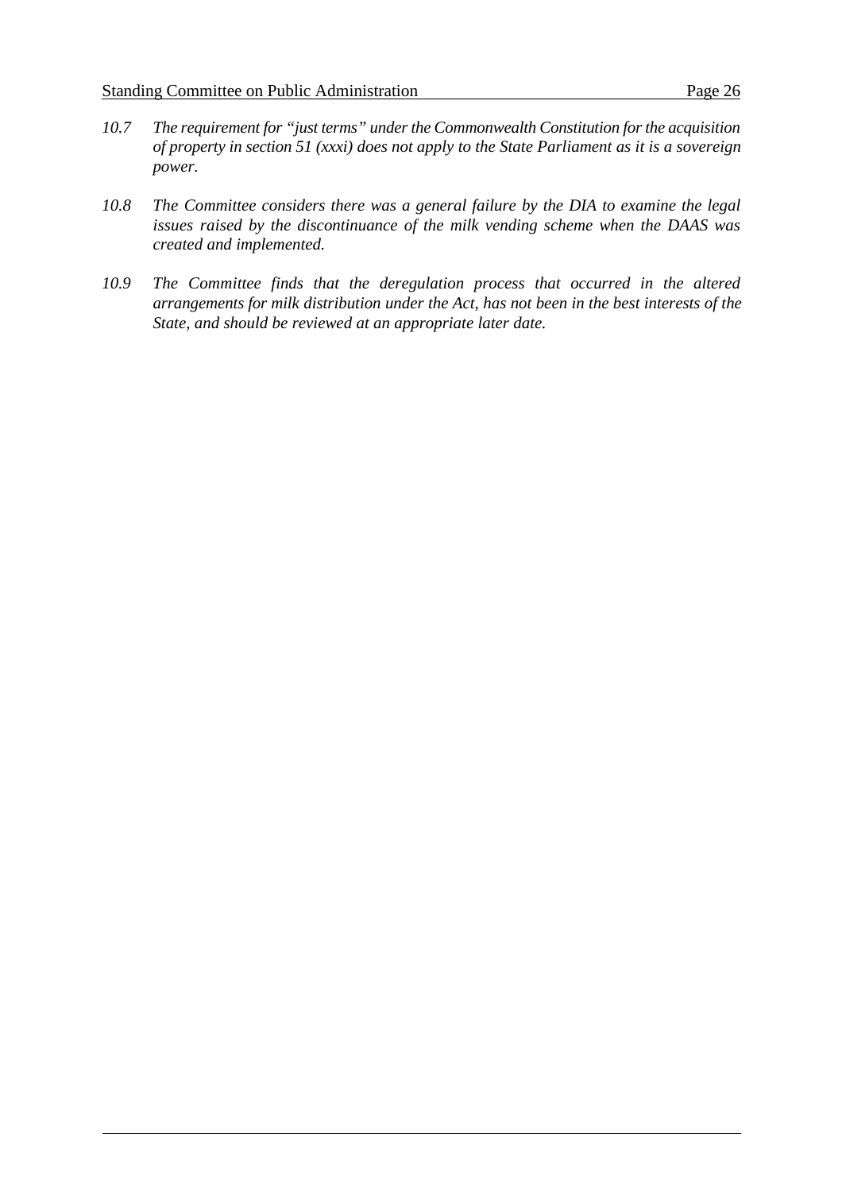10.7 *The requirement for "just terms" under the Commonwealth Constitution for the acquisition of property in section 51 (xxxi) does not apply to the State Parliament as it is a sovereign power.*

10.8 *The Committee considers there was a general failure by the DIA to examine the legal issues raised by the discontinuance of the milk vending scheme when the DAAS was created and implemented.*

10.9 *The Committee finds that the deregulation process that occurred in the altered arrangements for milk distribution under the Act, has not been in the best interests of the State, and should be reviewed at an appropriate later date.*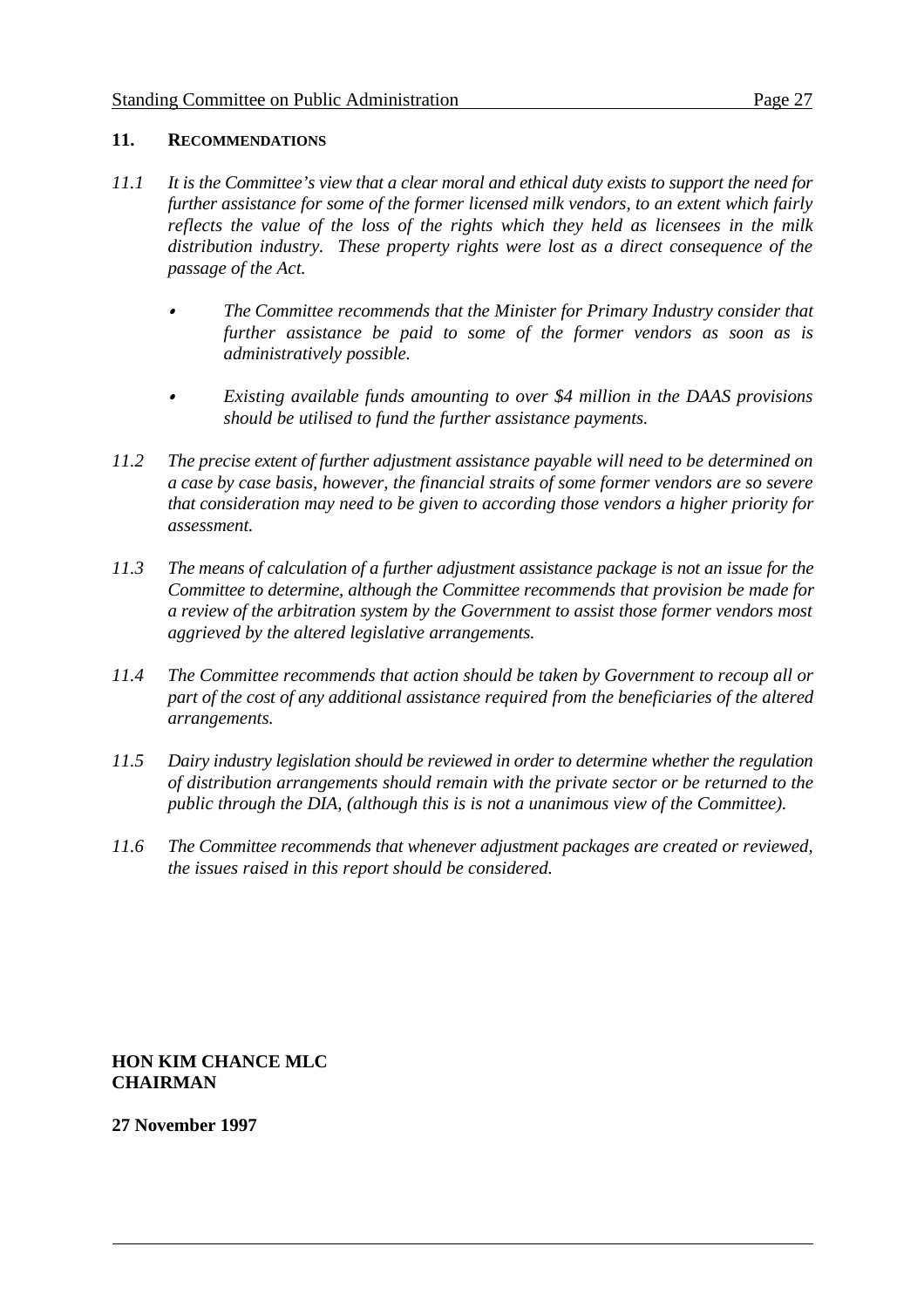## 11. RECOMMENDATIONS

*11.1 It is the Committee's view that a clear moral and ethical duty exists to support the need for further assistance for some of the former licensed milk vendors, to an extent which fairly reflects the value of the loss of the rights which they held as licensees in the milk distribution industry. These property rights were lost as a direct consequence of the passage of the Act.*

- *The Committee recommends that the Minister for Primary Industry consider that further assistance be paid to some of the former vendors as soon as is administratively possible.*
- *Existing available funds amounting to over $4 million in the DAAS provisions should be utilised to fund the further assistance payments.*

*11.2 The precise extent of further adjustment assistance payable will need to be determined on a case by case basis, however, the financial straits of some former vendors are so severe that consideration may need to be given to according those vendors a higher priority for assessment.*

*11.3 The means of calculation of a further adjustment assistance package is not an issue for the Committee to determine, although the Committee recommends that provision be made for a review of the arbitration system by the Government to assist those former vendors most aggrieved by the altered legislative arrangements.*

*11.4 The Committee recommends that action should be taken by Government to recoup all or part of the cost of any additional assistance required from the beneficiaries of the altered arrangements.*

*11.5 Dairy industry legislation should be reviewed in order to determine whether the regulation of distribution arrangements should remain with the private sector or be returned to the public through the DIA, (although this is is not a unanimous view of the Committee).*

*11.6 The Committee recommends that whenever adjustment packages are created or reviewed, the issues raised in this report should be considered.*

**HON KIM CHANCE MLC**
**CHAIRMAN**

**27 November 1997**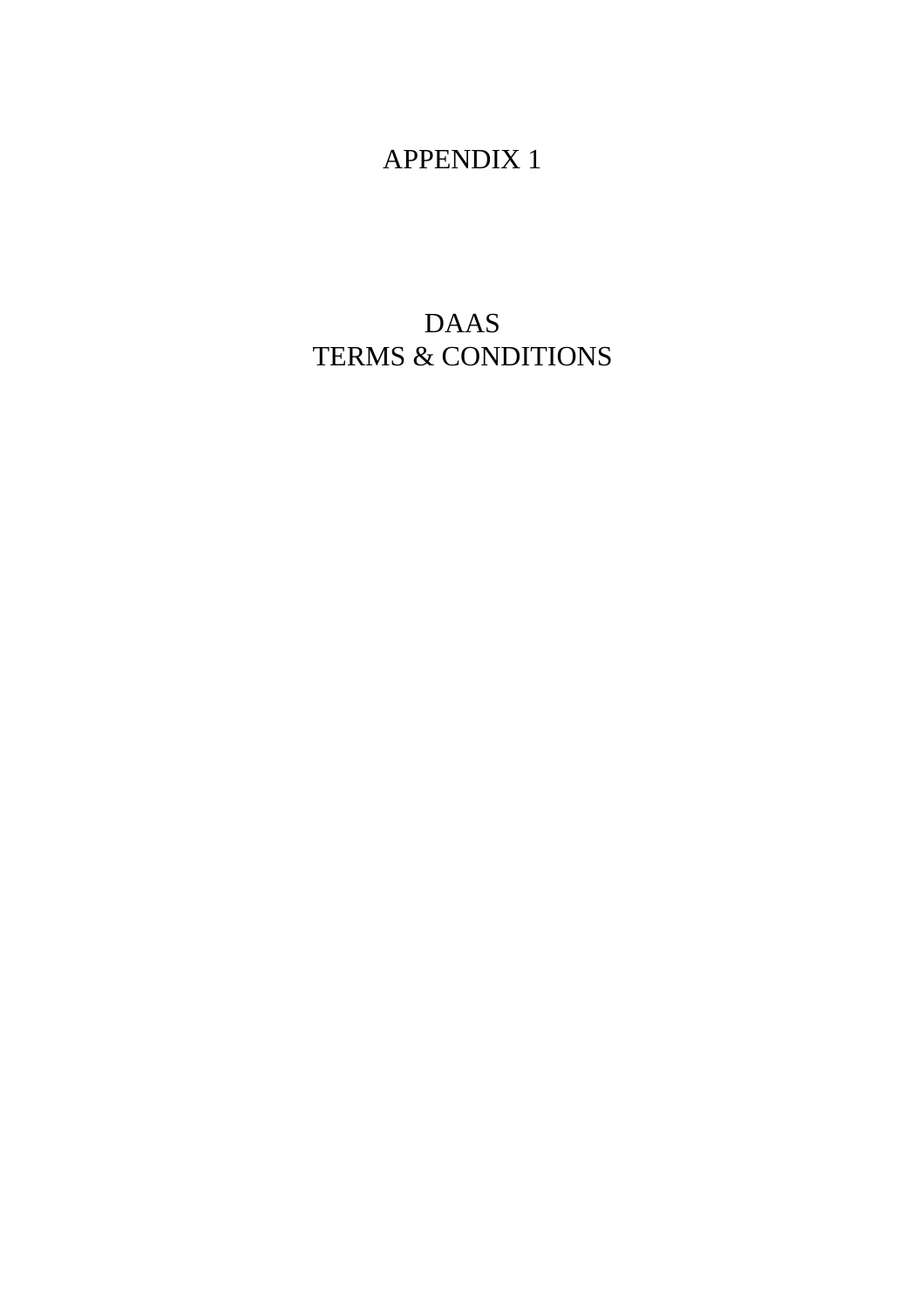# APPENDIX 1

# DAAS
# TERMS & CONDITIONS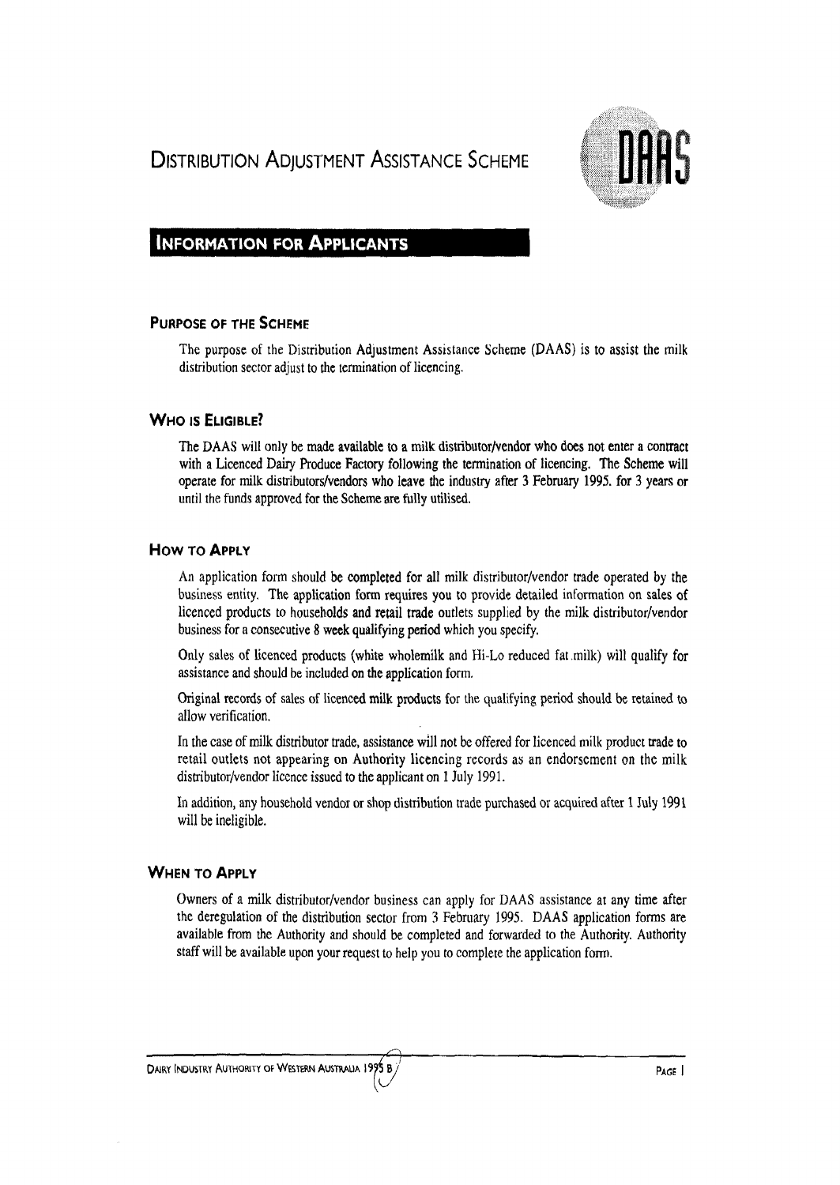# Distribution Adjustment Assistance Scheme

DAAS

## Information for Applicants

### Purpose of the Scheme

The purpose of the Distribution Adjustment Assistance Scheme (DAAS) is to assist the milk distribution sector adjust to the termination of licencing.

### Who is Eligible?

The DAAS will only be made available to a milk distributor/vendor who does not enter a contract with a Licenced Dairy Produce Factory following the termination of licencing. The Scheme will operate for milk distributors/vendors who leave the industry after 3 February 1995. for 3 years or until the funds approved for the Scheme are fully utilised.

### How to Apply

An application form should be completed for all milk distributor/vendor trade operated by the business entity. The application form requires you to provide detailed information on sales of licenced products to households and retail trade outlets supplied by the milk distributor/vendor business for a consecutive 8 week qualifying period which you specify.

Only sales of licenced products (white wholemilk and Hi-Lo reduced fat milk) will qualify for assistance and should be included on the application form.

Original records of sales of licenced milk products for the qualifying period should be retained to allow verification.

In the case of milk distributor trade, assistance will not be offered for licenced milk product trade to retail outlets not appearing on Authority licencing records as an endorsement on the milk distributor/vendor licence issued to the applicant on 1 July 1991.

In addition, any household vendor or shop distribution trade purchased or acquired after 1 July 1991 will be ineligible.

### When to Apply

Owners of a milk distributor/vendor business can apply for DAAS assistance at any time after the deregulation of the distribution sector from 3 February 1995. DAAS application forms are available from the Authority and should be completed and forwarded to the Authority. Authority staff will be available upon your request to help you to complete the application form.

Dairy Industry Authority of Western Australia 1995 B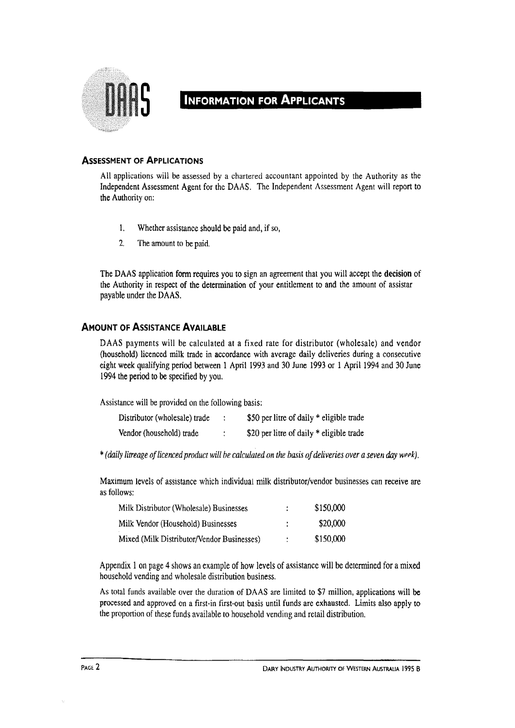## INFORMATION FOR APPLICANTS

### ASSESSMENT OF APPLICATIONS

All applications will be assessed by a chartered accountant appointed by the Authority as the Independent Assessment Agent for the DAAS. The Independent Assessment Agent will report to the Authority on:

1. Whether assistance should be paid and, if so,
2. The amount to be paid.

The DAAS application form requires you to sign an agreement that you will accept the **decision** of the Authority in respect of the determination of your entitlement to and the amount of assistar payable under the DAAS.

### AMOUNT OF ASSISTANCE AVAILABLE

DAAS payments will be calculated at a fixed rate for distributor (wholesale) and vendor (household) licenced milk trade in accordance with average daily deliveries during a consecutive eight week qualifying period between 1 April 1993 and 30 June 1993 or 1 April 1994 and 30 June 1994 the period to be specified by you.

Assistance will be provided on the following basis:

| | | |
|---|---|---|
| Distributor (wholesale) trade | : | $50 per litre of daily * eligible trade |
| Vendor (household) trade | : | $20 per litre of daily * eligible trade |

* *(daily litreage of licenced product will be calculated on the basis of deliveries over a seven day week).*

Maximum levels of assistance which individual milk distributor/vendor businesses can receive are as follows:

| | | |
|---|---|---|
| Milk Distributor (Wholesale) Businesses | : | $150,000 |
| Milk Vendor (Household) Businesses | : | $20,000 |
| Mixed (Milk Distributor/Vendor Businesses) | : | $150,000 |

Appendix 1 on page 4 shows an example of how levels of assistance will be determined for a mixed household vending and wholesale distribution business.

As total funds available over the duration of DAAS are limited to $7 million, applications will be processed and approved on a first-in first-out basis until funds are exhausted. Limits also apply to the proportion of these funds available to household vending and retail distribution.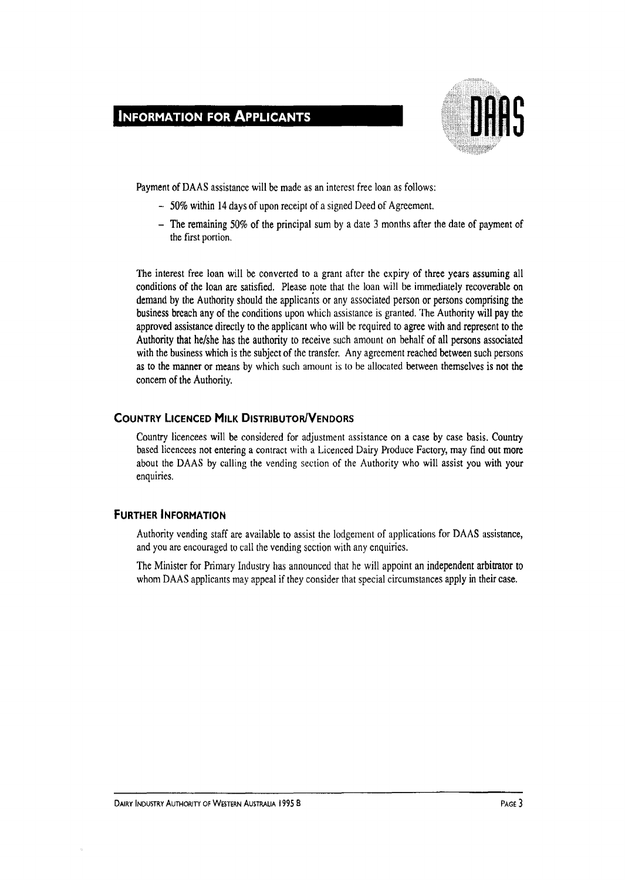## Information for Applicants

Payment of DAAS assistance will be made as an interest free loan as follows:

- 50% within 14 days of upon receipt of a signed Deed of Agreement.
- The remaining 50% of the principal sum by a date 3 months after the date of payment of the first portion.

The interest free loan will be converted to a grant after the expiry of three years assuming all conditions of the loan are satisfied. Please note that the loan will be immediately recoverable on demand by the Authority should the applicants or any associated person or persons comprising the business breach any of the conditions upon which assistance is granted. The Authority will pay the approved assistance directly to the applicant who will be required to agree with and represent to the Authority that he/she has the authority to receive such amount on behalf of all persons associated with the business which is the subject of the transfer. Any agreement reached between such persons as to the manner or means by which such amount is to be allocated between themselves is not the concern of the Authority.

### Country Licenced Milk Distributor/Vendors

Country licencees will be considered for adjustment assistance on a case by case basis. Country based licencees not entering a contract with a Licenced Dairy Produce Factory, may find out more about the DAAS by calling the vending section of the Authority who will assist you with your enquiries.

### Further Information

Authority vending staff are available to assist the lodgement of applications for DAAS assistance, and you are encouraged to call the vending section with any enquiries.

The Minister for Primary Industry has announced that he will appoint an independent arbitrator to whom DAAS applicants may appeal if they consider that special circumstances apply in their case.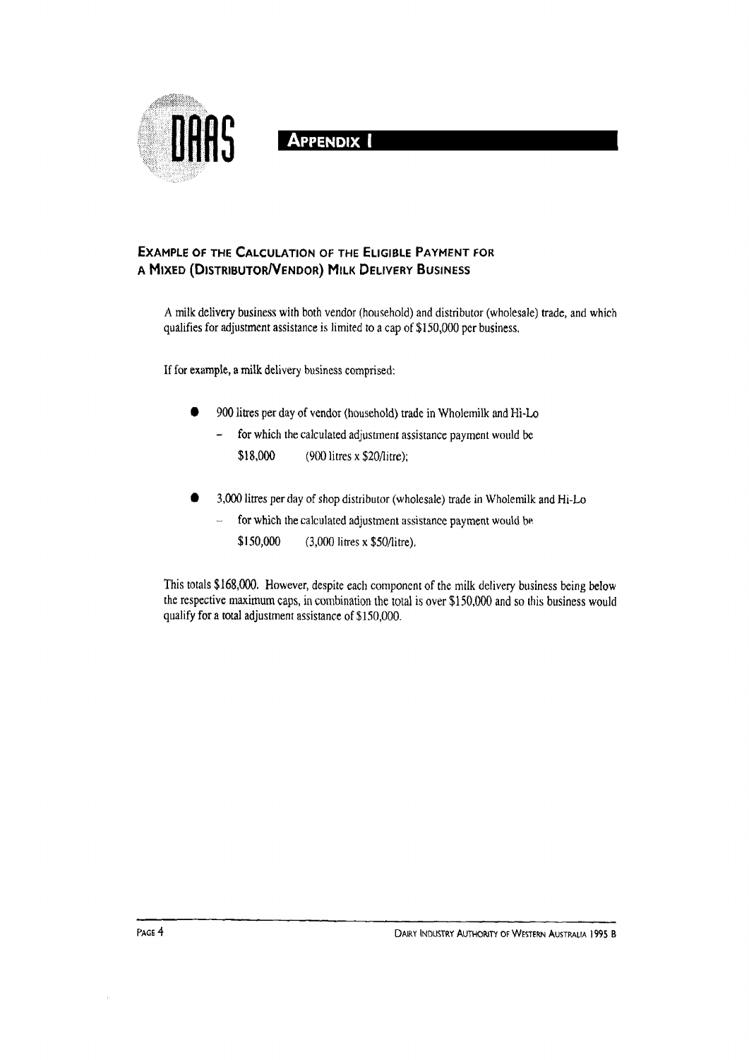# Appendix I

## Example of the Calculation of the Eligible Payment for a Mixed (Distributor/Vendor) Milk Delivery Business

A milk delivery business with both vendor (household) and distributor (wholesale) trade, and which qualifies for adjustment assistance is limited to a cap of $150,000 per business.

If for example, a milk delivery business comprised:

- 900 litres per day of vendor (household) trade in Wholemilk and Hi-Lo
  - for which the calculated adjustment assistance payment would be
    $18,000 (900 litres x $20/litre);

- 3,000 litres per day of shop distributor (wholesale) trade in Wholemilk and Hi-Lo
  - for which the calculated adjustment assistance payment would be
    $150,000 (3,000 litres x $50/litre).

This totals $168,000. However, despite each component of the milk delivery business being below the respective maximum caps, in combination the total is over $150,000 and so this business would qualify for a total adjustment assistance of $150,000.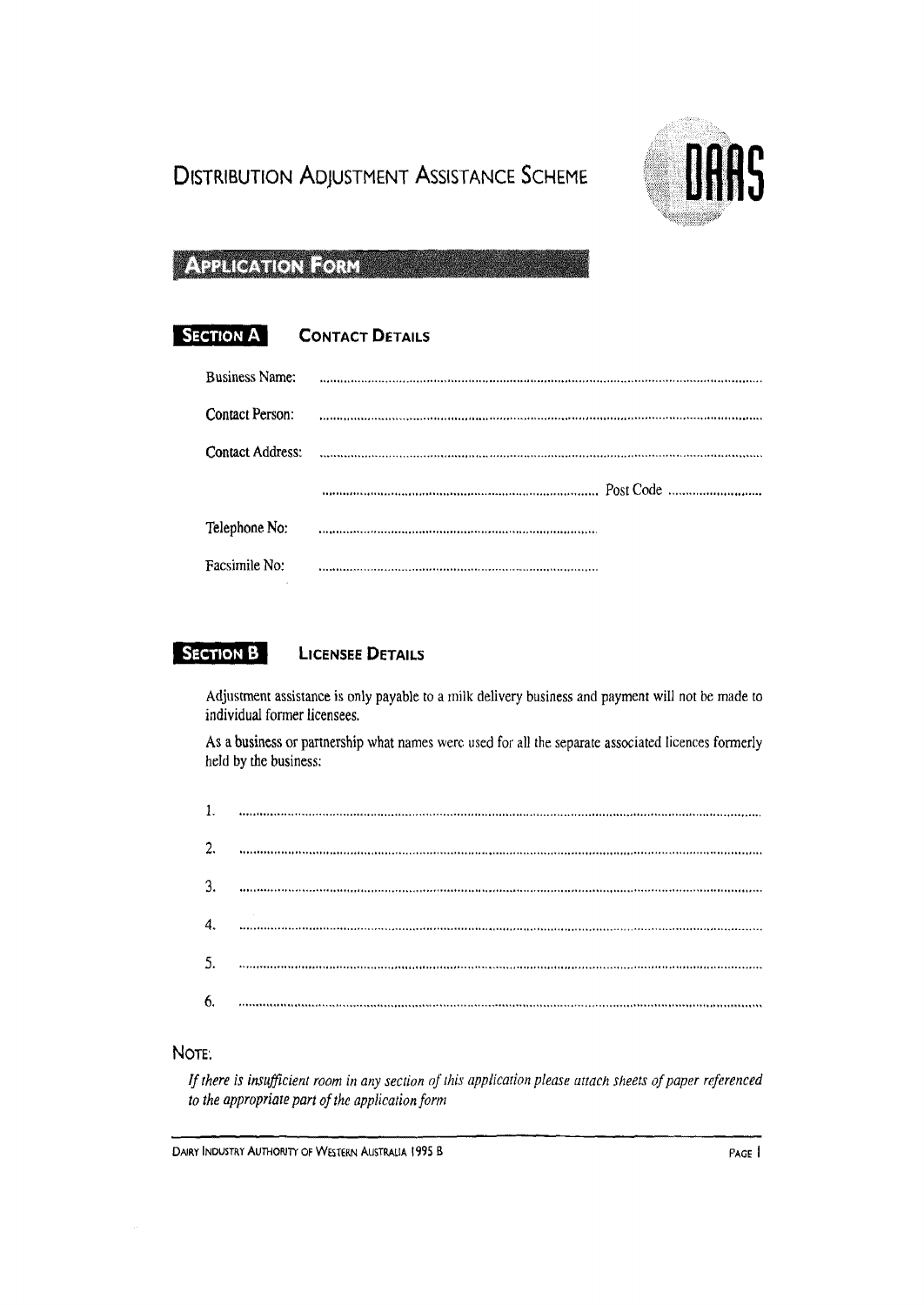# Distribution Adjustment Assistance Scheme

DAAS

## Application Form

### Section A — Contact Details

Business Name: ..............................................................................................................................

Contact Person: ..............................................................................................................................

Contact Address: ..............................................................................................................................

.............................................................................................. Post Code ..............................

Telephone No: ..............................................................................................

Facsimile No: ..............................................................................................

### Section B — Licensee Details

Adjustment assistance is only payable to a milk delivery business and payment will not be made to individual former licensees.

As a business or partnership what names were used for all the separate associated licences formerly held by the business:

1. ..............................................................................................................................
2. ..............................................................................................................................
3. ..............................................................................................................................
4. ..............................................................................................................................
5. ..............................................................................................................................
6. ..............................................................................................................................

**Note:**

*If there is insufficient room in any section of this application please attach sheets of paper referenced to the appropriate part of the application form*

Dairy Industry Authority of Western Australia 1995 B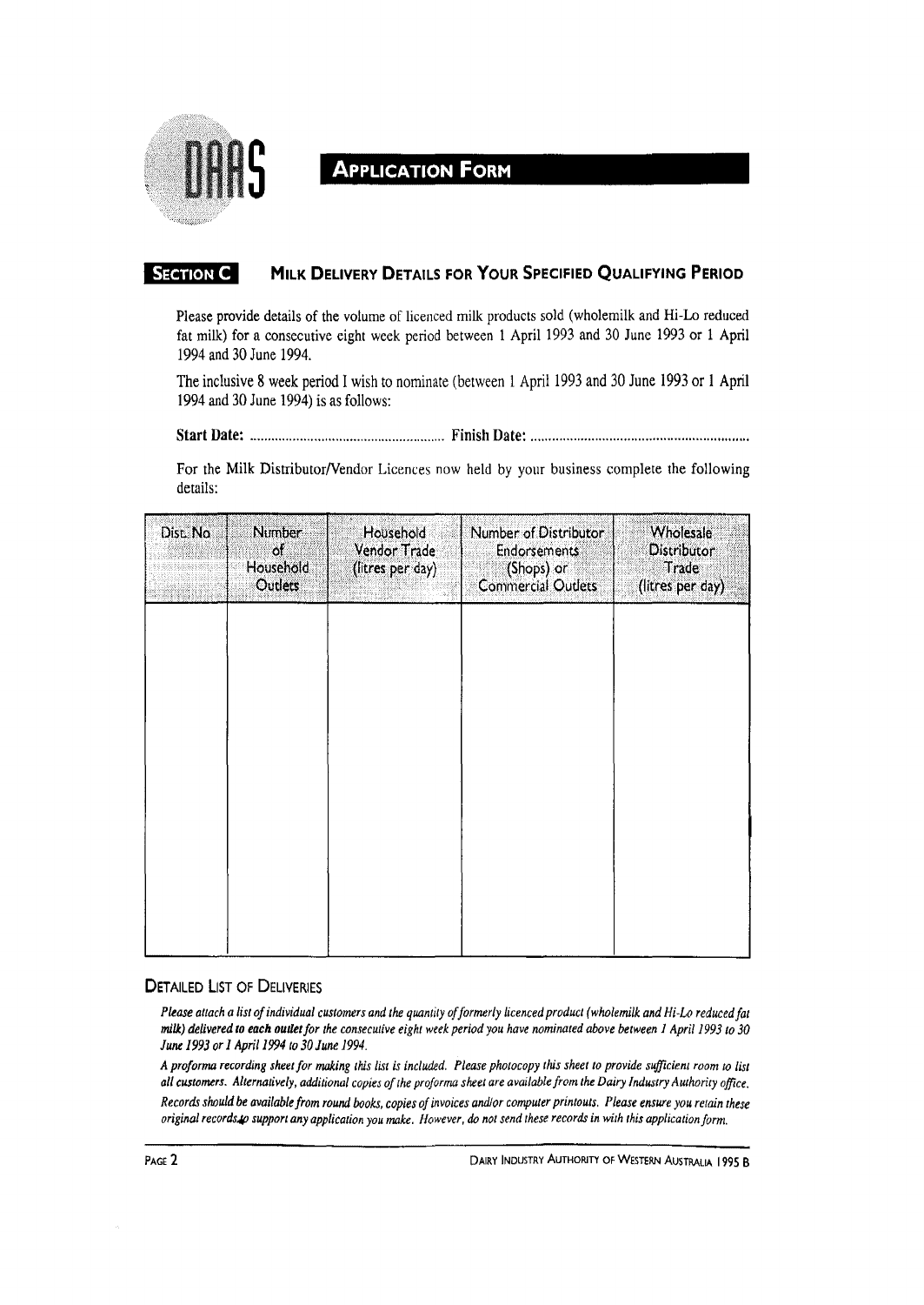# DAAS

## Application Form

### Section C — Milk Delivery Details for Your Specified Qualifying Period

Please provide details of the volume of licenced milk products sold (wholemilk and Hi-Lo reduced fat milk) for a consecutive eight week period between 1 April 1993 and 30 June 1993 or 1 April 1994 and 30 June 1994.

The inclusive 8 week period I wish to nominate (between 1 April 1993 and 30 June 1993 or 1 April 1994 and 30 June 1994) is as follows:

**Start Date:** ............................................ **Finish Date:** ............................................

For the Milk Distributor/Vendor Licences now held by your business complete the following details:

| Dist. No | Number of Household Outlets | Household Vendor Trade (litres per day) | Number of Distributor Endorsements (Shops) or Commercial Outlets | Wholesale Distributor Trade (litres per day) |
|---|---|---|---|---|
| | | | | |

### Detailed List of Deliveries

*Please attach a list of individual customers and the quantity of formerly licenced product (wholemilk and Hi-Lo reduced fat milk) delivered to* ***each outlet*** *for the consecutive eight week period you have nominated above between 1 April 1993 to 30 June 1993 or 1 April 1994 to 30 June 1994.*

*A proforma recording sheet for making this list is included. Please photocopy this sheet to provide sufficient room to list all customers. Alternatively, additional copies of the proforma sheet are available from the Dairy Industry Authority office.*

*Records should be available from round books, copies of invoices and/or computer printouts. Please ensure you retain these original records to support any application you make. However, do not send these records in with this application form.*

Dairy Industry Authority of Western Australia 1995 B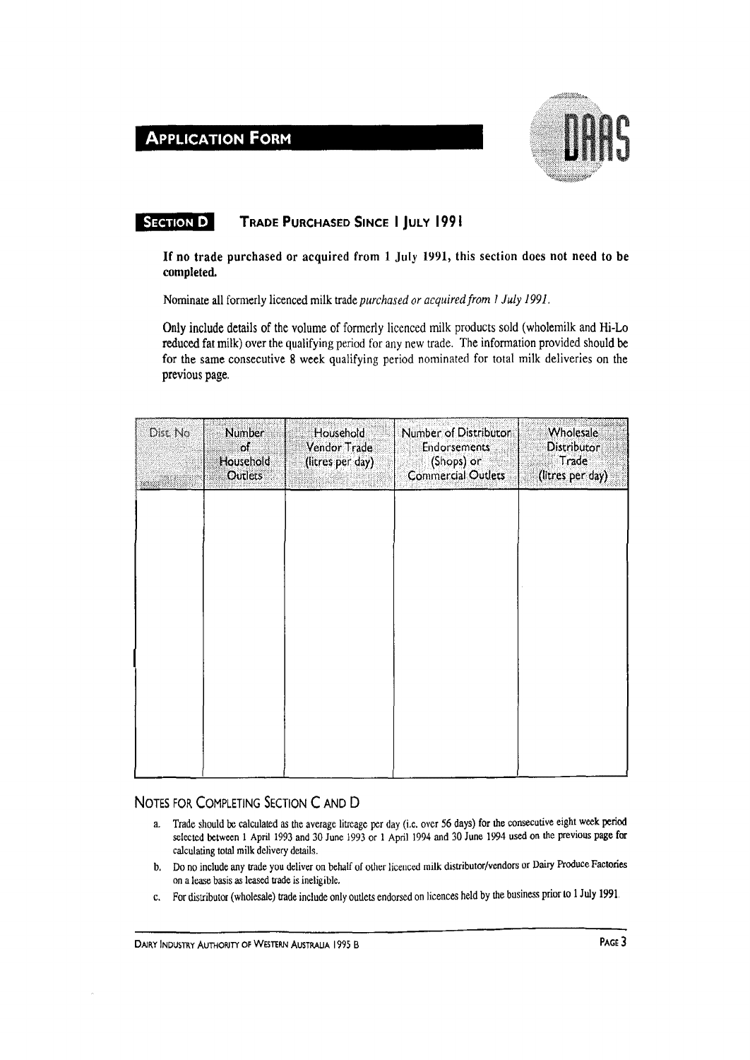# APPLICATION FORM

## SECTION D — TRADE PURCHASED SINCE 1 JULY 1991

**If no trade purchased or acquired from 1 July 1991, this section does not need to be completed.**

Nominate all formerly licenced milk trade *purchased or acquired from 1 July 1991.*

Only include details of the volume of formerly licenced milk products sold (wholemilk and Hi-Lo reduced fat milk) over the qualifying period for any new trade. The information provided should be for the same consecutive 8 week qualifying period nominated for total milk deliveries on the previous page.

| Dist No | Number of Household Outlets | Household Vendor Trade (litres per day) | Number of Distributor Endorsements (Shops) or Commercial Outlets | Wholesale Distributor Trade (litres per day) |
|---|---|---|---|---|
| | | | | |

### NOTES FOR COMPLETING SECTION C AND D

a. Trade should be calculated as the average litreage per day (i.e. over 56 days) for the consecutive eight week period selected between 1 April 1993 and 30 June 1993 or 1 April 1994 and 30 June 1994 used on the previous page for calculating total milk delivery details.

b. Do no include any trade you deliver on behalf of other licenced milk distributor/vendors or Dairy Produce Factories on a lease basis as leased trade is ineligible.

c. For distributor (wholesale) trade include only outlets endorsed on licences held by the business prior to 1 July 1991.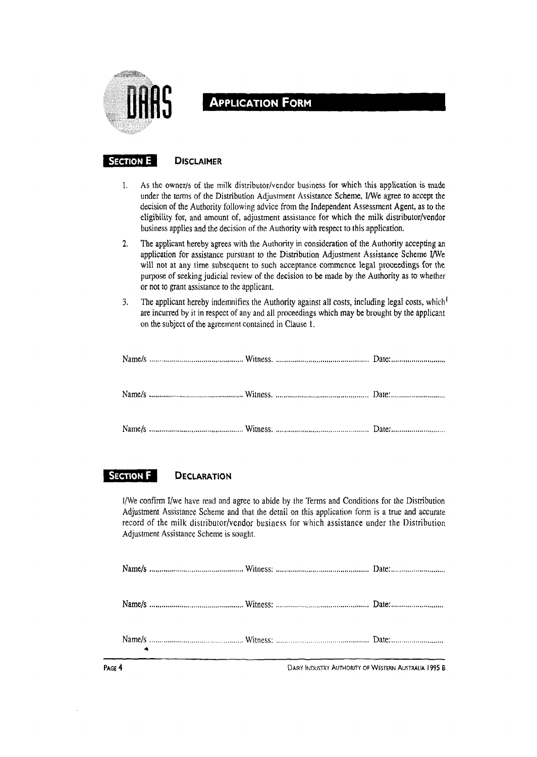# DAAS

## APPLICATION FORM

## SECTION E — DISCLAIMER

1. As the owner/s of the milk distributor/vendor business for which this application is made under the terms of the Distribution Adjustment Assistance Scheme, I/We agree to accept the decision of the Authority following advice from the Independent Assessment Agent, as to the eligibility for, and amount of, adjustment assistance for which the milk distributor/vendor business applies and the decision of the Authority with respect to this application.

2. The applicant hereby agrees with the Authority in consideration of the Authority accepting an application for assistance pursuant to the Distribution Adjustment Assistance Scheme I/We will not at any time subsequent to such acceptance commence legal proceedings for the purpose of seeking judicial review of the decision to be made by the Authority as to whether or not to grant assistance to the applicant.

3. The applicant hereby indemnifies the Authority against all costs, including legal costs, which are incurred by it in respect of any and all proceedings which may be brought by the applicant on the subject of the agreement contained in Clause 1.

Name/s .............................................. Witness. .............................................. Date:............................

Name/s .............................................. Witness. .............................................. Date:............................

Name/s .............................................. Witness: .............................................. Date:............................

## SECTION F — DECLARATION

I/We confirm I/we have read and agree to abide by the Terms and Conditions for the Distribution Adjustment Assistance Scheme and that the detail on this application form is a true and accurate record of the milk distributor/vendor business for which assistance under the Distribution Adjustment Assistance Scheme is sought.

Name/s .............................................. Witness: .............................................. Date:............................

Name/s .............................................. Witness: .............................................. Date:............................

Name/s .............................................. Witness: .............................................. Date:............................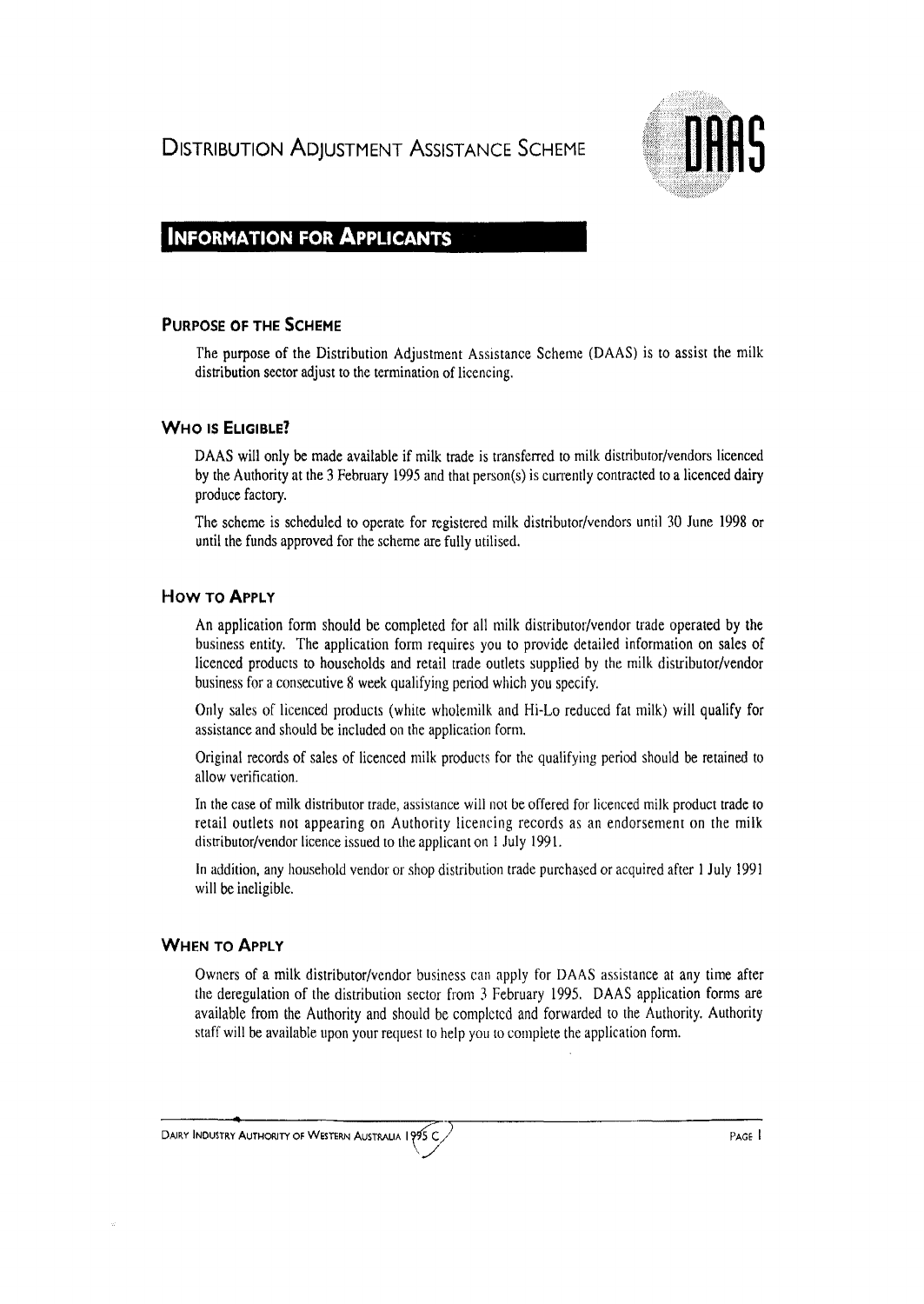# Distribution Adjustment Assistance Scheme

DAAS

## Information for Applicants

### Purpose of the Scheme

The purpose of the Distribution Adjustment Assistance Scheme (DAAS) is to assist the milk distribution sector adjust to the termination of licencing.

### Who is Eligible?

DAAS will only be made available if milk trade is transferred to milk distributor/vendors licenced by the Authority at the 3 February 1995 and that person(s) is currently contracted to a licenced dairy produce factory.

The scheme is scheduled to operate for registered milk distributor/vendors until 30 June 1998 or until the funds approved for the scheme are fully utilised.

### How to Apply

An application form should be completed for all milk distributor/vendor trade operated by the business entity. The application form requires you to provide detailed information on sales of licenced products to households and retail trade outlets supplied by the milk distributor/vendor business for a consecutive 8 week qualifying period which you specify.

Only sales of licenced products (white wholemilk and Hi-Lo reduced fat milk) will qualify for assistance and should be included on the application form.

Original records of sales of licenced milk products for the qualifying period should be retained to allow verification.

In the case of milk distributor trade, assistance will not be offered for licenced milk product trade to retail outlets not appearing on Authority licencing records as an endorsement on the milk distributor/vendor licence issued to the applicant on 1 July 1991.

In addition, any household vendor or shop distribution trade purchased or acquired after 1 July 1991 will be ineligible.

### When to Apply

Owners of a milk distributor/vendor business can apply for DAAS assistance at any time after the deregulation of the distribution sector from 3 February 1995. DAAS application forms are available from the Authority and should be completed and forwarded to the Authority. Authority staff will be available upon your request to help you to complete the application form.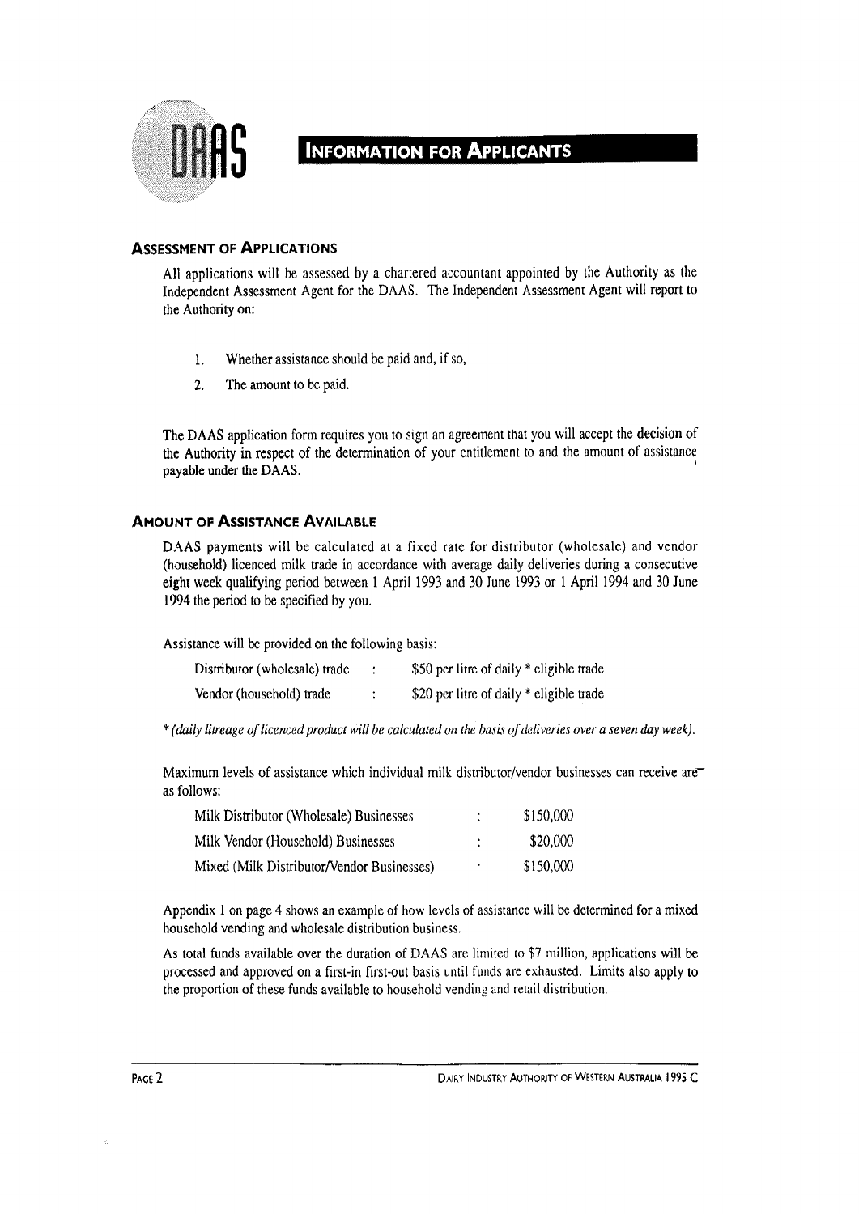# DAAS INFORMATION FOR APPLICANTS

### ASSESSMENT OF APPLICATIONS

All applications will be assessed by a chartered accountant appointed by the Authority as the Independent Assessment Agent for the DAAS. The Independent Assessment Agent will report to the Authority on:

1. Whether assistance should be paid and, if so,
2. The amount to be paid.

The DAAS application form requires you to sign an agreement that you will accept the **decision** of the Authority in respect of the determination of your entitlement to and the amount of assistance payable under the DAAS.

### AMOUNT OF ASSISTANCE AVAILABLE

DAAS payments will be calculated at a fixed rate for distributor (wholesale) and vendor (household) licenced milk trade in accordance with average daily deliveries during a consecutive eight week qualifying period between 1 April 1993 and 30 June 1993 or 1 April 1994 and 30 June 1994 the period to be specified by you.

Assistance will be provided on the following basis:

| | | |
|---|---|---|
| Distributor (wholesale) trade | : | \$50 per litre of daily * eligible trade |
| Vendor (household) trade | : | \$20 per litre of daily * eligible trade |

*\* (daily litreage of licenced product will be calculated on the basis of deliveries over a seven day week).*

Maximum levels of assistance which individual milk distributor/vendor businesses can receive are as follows:

| | | |
|---|---|---|
| Milk Distributor (Wholesale) Businesses | : | \$150,000 |
| Milk Vendor (Household) Businesses | : | \$20,000 |
| Mixed (Milk Distributor/Vendor Businesses) | : | \$150,000 |

Appendix 1 on page 4 shows an example of how levels of assistance will be determined for a mixed household vending and wholesale distribution business.

As total funds available over the duration of DAAS are limited to \$7 million, applications will be processed and approved on a first-in first-out basis until funds are exhausted. Limits also apply to the proportion of these funds available to household vending and retail distribution.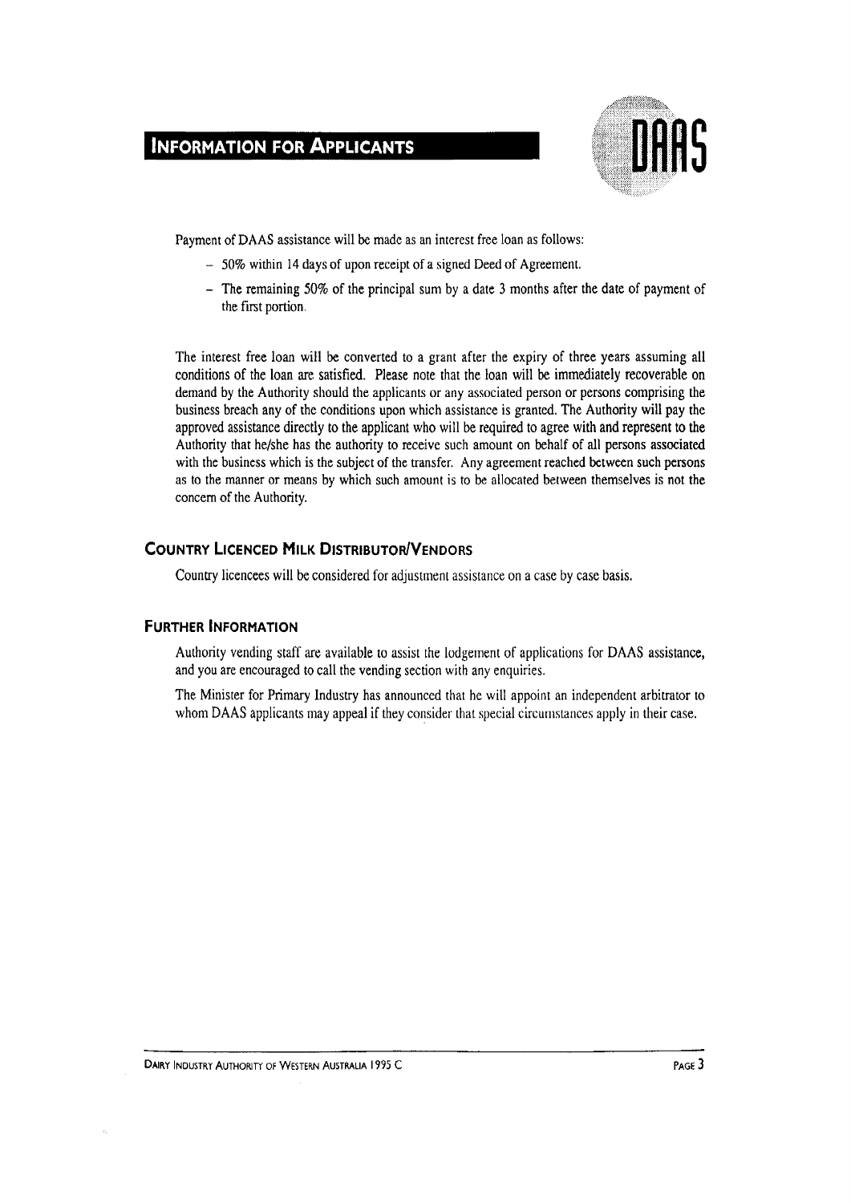## INFORMATION FOR APPLICANTS

Payment of DAAS assistance will be made as an interest free loan as follows:

- 50% within 14 days of upon receipt of a signed Deed of Agreement.
- The remaining 50% of the principal sum by a date 3 months after the date of payment of the first portion.

The interest free loan will be converted to a grant after the expiry of three years assuming all conditions of the loan are satisfied. Please note that the loan will be immediately recoverable on demand by the Authority should the applicants or any associated person or persons comprising the business breach any of the conditions upon which assistance is granted. The Authority will pay the approved assistance directly to the applicant who will be required to agree with and represent to the Authority that he/she has the authority to receive such amount on behalf of all persons associated with the business which is the subject of the transfer. Any agreement reached between such persons as to the manner or means by which such amount is to be allocated between themselves is not the concern of the Authority.

### COUNTRY LICENCED MILK DISTRIBUTOR/VENDORS

Country licencees will be considered for adjustment assistance on a case by case basis.

### FURTHER INFORMATION

Authority vending staff are available to assist the lodgement of applications for DAAS assistance, and you are encouraged to call the vending section with any enquiries.

The Minister for Primary Industry has announced that he will appoint an independent arbitrator to whom DAAS applicants may appeal if they consider that special circumstances apply in their case.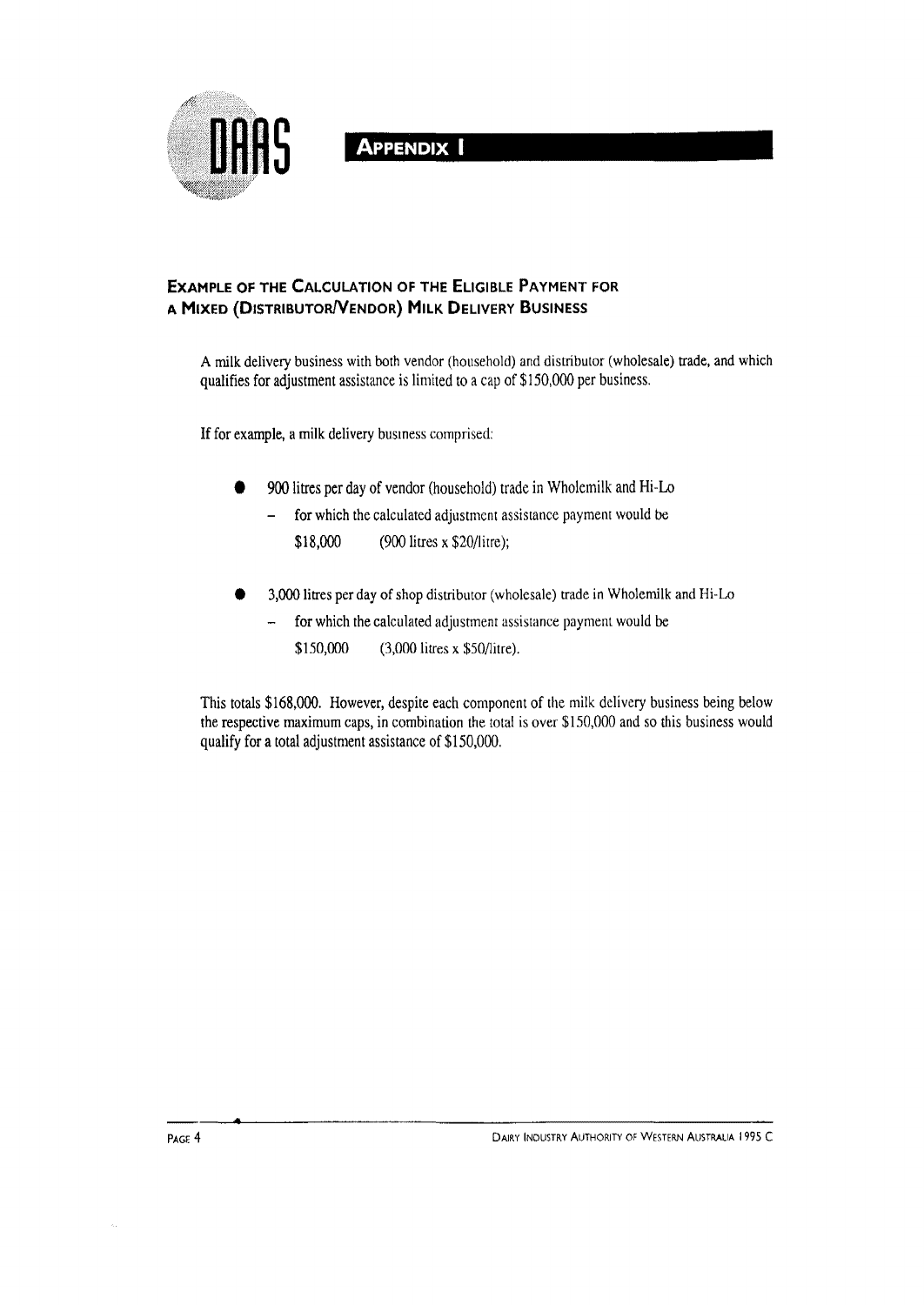# Appendix I

## Example of the Calculation of the Eligible Payment for a Mixed (Distributor/Vendor) Milk Delivery Business

A milk delivery business with both vendor (household) and distributor (wholesale) trade, and which qualifies for adjustment assistance is limited to a cap of $150,000 per business.

If for example, a milk delivery business comprised:

- 900 litres per day of vendor (household) trade in Wholemilk and Hi-Lo
  - for which the calculated adjustment assistance payment would be
    $18,000 (900 litres x $20/litre);

- 3,000 litres per day of shop distributor (wholesale) trade in Wholemilk and Hi-Lo
  - for which the calculated adjustment assistance payment would be
    $150,000 (3,000 litres x $50/litre).

This totals $168,000. However, despite each component of the milk delivery business being below the respective maximum caps, in combination the total is over $150,000 and so this business would qualify for a total adjustment assistance of $150,000.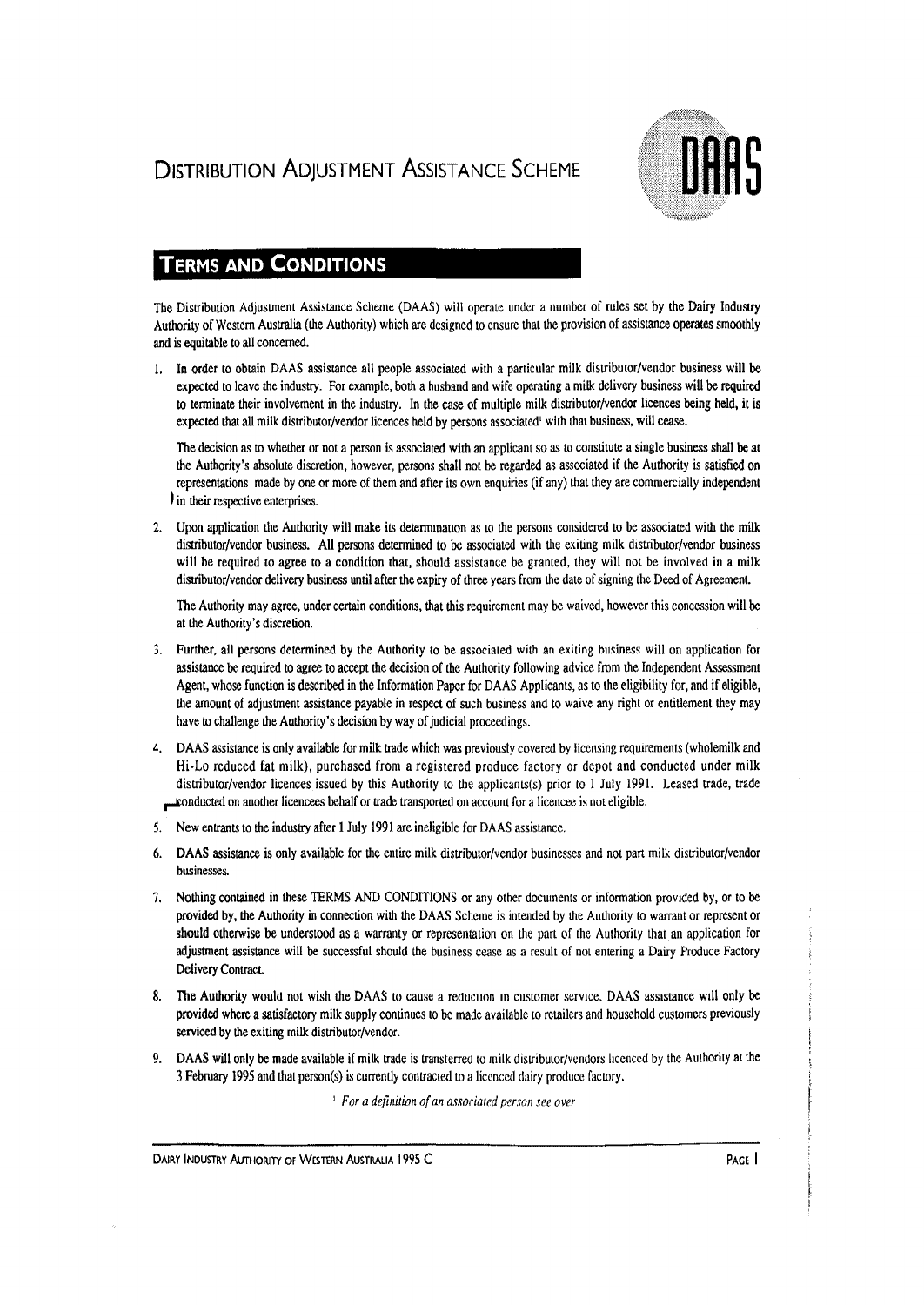# Distribution Adjustment Assistance Scheme

## Terms and Conditions

The Distribution Adjustment Assistance Scheme (DAAS) will operate under a number of rules set by the Dairy Industry Authority of Western Australia (the Authority) which are designed to ensure that the provision of assistance operates smoothly and is equitable to all concerned.

1. In order to obtain DAAS assistance all people associated with a particular milk distributor/vendor business will be expected to leave the industry. For example, both a husband and wife operating a milk delivery business will be required to terminate their involvement in the industry. In the case of multiple milk distributor/vendor licences being held, it is expected that all milk distributor/vendor licences held by persons associated[1] with that business, will cease.

   The decision as to whether or not a person is associated with an applicant so as to constitute a single business shall be at the Authority's absolute discretion, however, persons shall not be regarded as associated if the Authority is satisfied on representations made by one or more of them and after its own enquiries (if any) that they are commercially independent in their respective enterprises.

2. Upon application the Authority will make its determination as to the persons considered to be associated with the milk distributor/vendor business. All persons determined to be associated with the exiting milk distributor/vendor business will be required to agree to a condition that, should assistance be granted, they will not be involved in a milk distributor/vendor delivery business until after the expiry of three years from the date of signing the Deed of Agreement.

   The Authority may agree, under certain conditions, that this requirement may be waived, however this concession will be at the Authority's discretion.

3. Further, all persons determined by the Authority to be associated with an exiting business will on application for assistance be required to agree to accept the decision of the Authority following advice from the Independent Assessment Agent, whose function is described in the Information Paper for DAAS Applicants, as to the eligibility for, and if eligible, the amount of adjustment assistance payable in respect of such business and to waive any right or entitlement they may have to challenge the Authority's decision by way of judicial proceedings.

4. DAAS assistance is only available for milk trade which was previously covered by licensing requirements (wholemilk and Hi-Lo reduced fat milk), purchased from a registered produce factory or depot and conducted under milk distributor/vendor licences issued by this Authority to the applicants(s) prior to 1 July 1991. Leased trade, trade conducted on another licencees behalf or trade transported on account for a licencee is not eligible.

5. New entrants to the industry after 1 July 1991 are ineligible for DAAS assistance.

6. DAAS assistance is only available for the entire milk distributor/vendor businesses and not part milk distributor/vendor businesses.

7. Nothing contained in these TERMS AND CONDITIONS or any other documents or information provided by, or to be provided by, the Authority in connection with the DAAS Scheme is intended by the Authority to warrant or represent or should otherwise be understood as a warranty or representation on the part of the Authority that an application for adjustment assistance will be successful should the business cease as a result of not entering a Dairy Produce Factory Delivery Contract.

8. The Authority would not wish the DAAS to cause a reduction in customer service. DAAS assistance will only be provided where a satisfactory milk supply continues to be made available to retailers and household customers previously serviced by the exiting milk distributor/vendor.

9. DAAS will only be made available if milk trade is transferred to milk distributor/vendors licenced by the Authority at the 3 February 1995 and that person(s) is currently contracted to a licenced dairy produce factory.

[1] *For a definition of an associated person see over*

Dairy Industry Authority of Western Australia 1995 C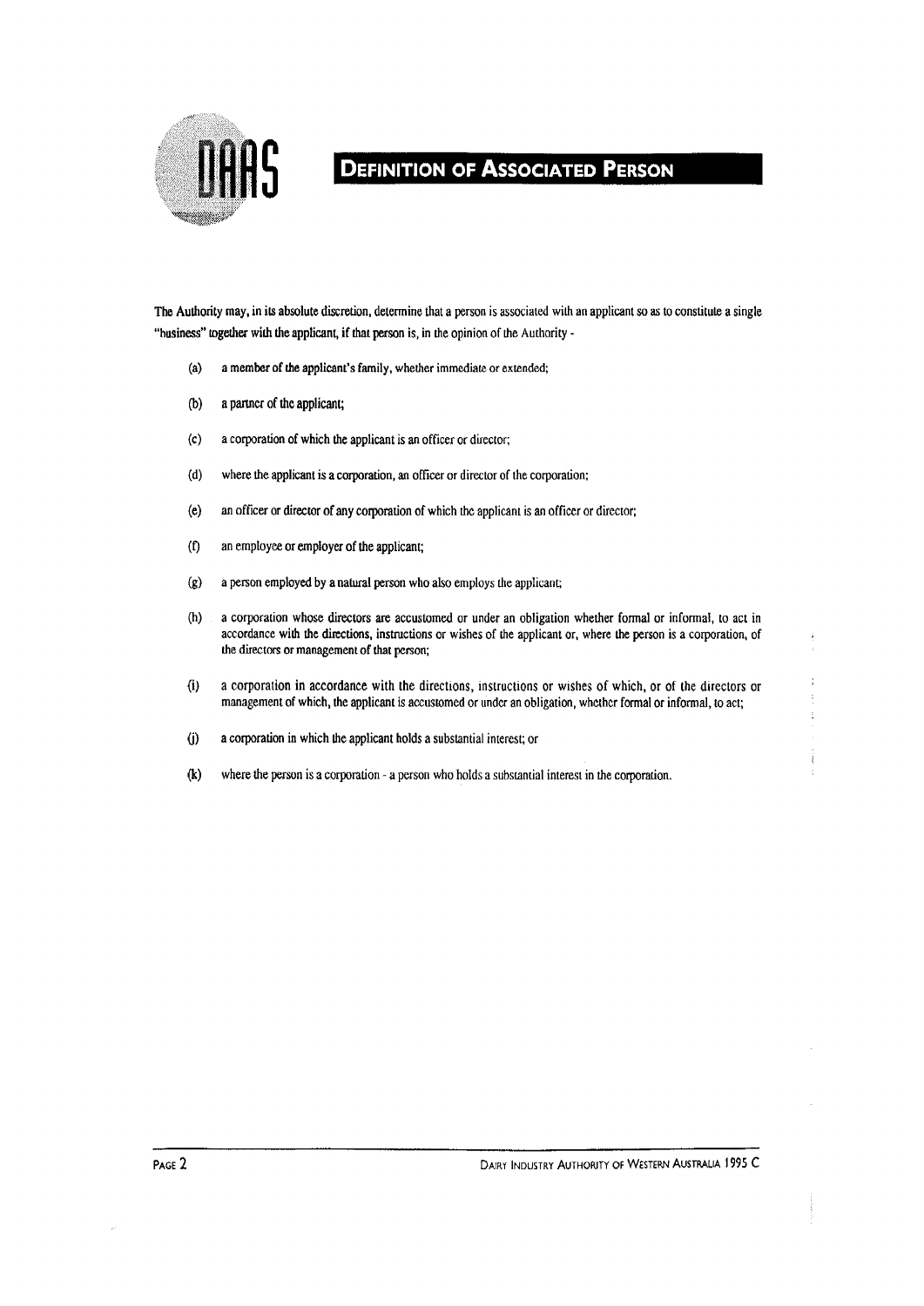## DEFINITION OF ASSOCIATED PERSON

The Authority may, in its absolute discretion, determine that a person is associated with an applicant so as to constitute a single "business" together with the applicant, if that person is, in the opinion of the Authority -

(a) a member of the applicant's family, whether immediate or extended;

(b) a partner of the applicant;

(c) a corporation of which the applicant is an officer or director;

(d) where the applicant is a corporation, an officer or director of the corporation;

(e) an officer or director of any corporation of which the applicant is an officer or director;

(f) an employee or employer of the applicant;

(g) a person employed by a natural person who also employs the applicant;

(h) a corporation whose directors are accustomed or under an obligation whether formal or informal, to act in accordance with the directions, instructions or wishes of the applicant or, where the person is a corporation, of the directors or management of that person;

(i) a corporation in accordance with the directions, instructions or wishes of which, or of the directors or management of which, the applicant is accustomed or under an obligation, whether formal or informal, to act;

(j) a corporation in which the applicant holds a substantial interest; or

(k) where the person is a corporation - a person who holds a substantial interest in the corporation.